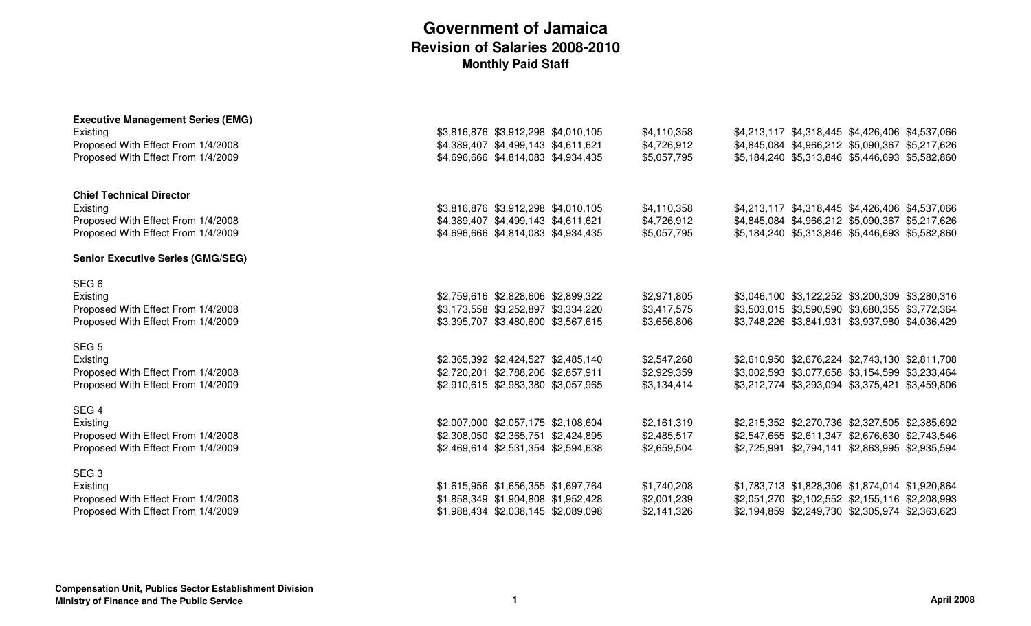# Government of Jamaica
## Revision of Salaries 2008-2010
### Monthly Paid Staff

| | | | | | | | | |
|---|---|---|---|---|---|---|---|---|
| **Executive Management Series (EMG)** | | | | | | | | |
| Existing | $3,816,876 | $3,912,298 | $4,010,105 | $4,110,358 | $4,213,117 | $4,318,445 | $4,426,406 | $4,537,066 |
| Proposed With Effect From 1/4/2008 | $4,389,407 | $4,499,143 | $4,611,621 | $4,726,912 | $4,845,084 | $4,966,212 | $5,090,367 | $5,217,626 |
| Proposed With Effect From 1/4/2009 | $4,696,666 | $4,814,083 | $4,934,435 | $5,057,795 | $5,184,240 | $5,313,846 | $5,446,693 | $5,582,860 |
| **Chief Technical Director** | | | | | | | | |
| Existing | $3,816,876 | $3,912,298 | $4,010,105 | $4,110,358 | $4,213,117 | $4,318,445 | $4,426,406 | $4,537,066 |
| Proposed With Effect From 1/4/2008 | $4,389,407 | $4,499,143 | $4,611,621 | $4,726,912 | $4,845,084 | $4,966,212 | $5,090,367 | $5,217,626 |
| Proposed With Effect From 1/4/2009 | $4,696,666 | $4,814,083 | $4,934,435 | $5,057,795 | $5,184,240 | $5,313,846 | $5,446,693 | $5,582,860 |
| **Senior Executive Series (GMG/SEG)** | | | | | | | | |
| SEG 6 | | | | | | | | |
| Existing | $2,759,616 | $2,828,606 | $2,899,322 | $2,971,805 | $3,046,100 | $3,122,252 | $3,200,309 | $3,280,316 |
| Proposed With Effect From 1/4/2008 | $3,173,558 | $3,252,897 | $3,334,220 | $3,417,575 | $3,503,015 | $3,590,590 | $3,680,355 | $3,772,364 |
| Proposed With Effect From 1/4/2009 | $3,395,707 | $3,480,600 | $3,567,615 | $3,656,806 | $3,748,226 | $3,841,931 | $3,937,980 | $4,036,429 |
| SEG 5 | | | | | | | | |
| Existing | $2,365,392 | $2,424,527 | $2,485,140 | $2,547,268 | $2,610,950 | $2,676,224 | $2,743,130 | $2,811,708 |
| Proposed With Effect From 1/4/2008 | $2,720,201 | $2,788,206 | $2,857,911 | $2,929,359 | $3,002,593 | $3,077,658 | $3,154,599 | $3,233,464 |
| Proposed With Effect From 1/4/2009 | $2,910,615 | $2,983,380 | $3,057,965 | $3,134,414 | $3,212,774 | $3,293,094 | $3,375,421 | $3,459,806 |
| SEG 4 | | | | | | | | |
| Existing | $2,007,000 | $2,057,175 | $2,108,604 | $2,161,319 | $2,215,352 | $2,270,736 | $2,327,505 | $2,385,692 |
| Proposed With Effect From 1/4/2008 | $2,308,050 | $2,365,751 | $2,424,895 | $2,485,517 | $2,547,655 | $2,611,347 | $2,676,630 | $2,743,546 |
| Proposed With Effect From 1/4/2009 | $2,469,614 | $2,531,354 | $2,594,638 | $2,659,504 | $2,725,991 | $2,794,141 | $2,863,995 | $2,935,594 |
| SEG 3 | | | | | | | | |
| Existing | $1,615,956 | $1,656,355 | $1,697,764 | $1,740,208 | $1,783,713 | $1,828,306 | $1,874,014 | $1,920,864 |
| Proposed With Effect From 1/4/2008 | $1,858,349 | $1,904,808 | $1,952,428 | $2,001,239 | $2,051,270 | $2,102,552 | $2,155,116 | $2,208,993 |
| Proposed With Effect From 1/4/2009 | $1,988,434 | $2,038,145 | $2,089,098 | $2,141,326 | $2,194,859 | $2,249,730 | $2,305,974 | $2,363,623 |

**Compensation Unit, Publics Sector Establishment Division**
**Ministry of Finance and The Public Service**

**April 2008**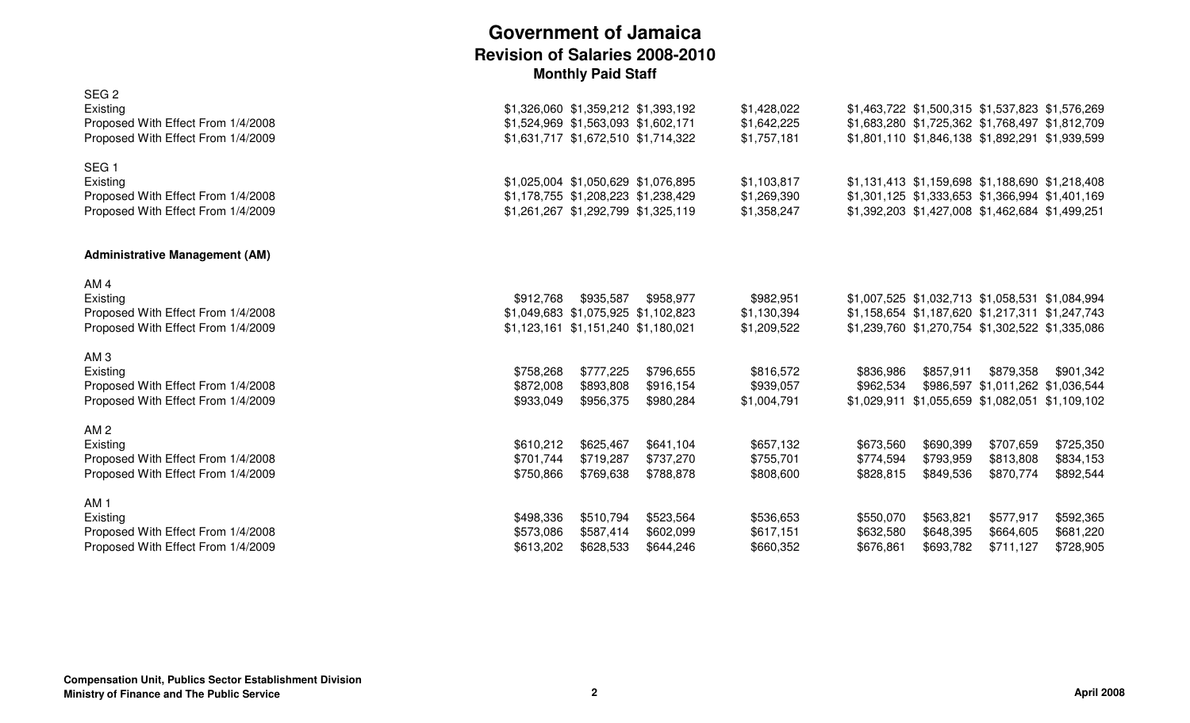# Government of Jamaica
## Revision of Salaries 2008-2010
### Monthly Paid Staff

| | | | | | | | | |
|---|---|---|---|---|---|---|---|---|
| **SEG 2** | | | | | | | | |
| Existing | $1,326,060 | $1,359,212 | $1,393,192 | $1,428,022 | $1,463,722 | $1,500,315 | $1,537,823 | $1,576,269 |
| Proposed With Effect From 1/4/2008 | $1,524,969 | $1,563,093 | $1,602,171 | $1,642,225 | $1,683,280 | $1,725,362 | $1,768,497 | $1,812,709 |
| Proposed With Effect From 1/4/2009 | $1,631,717 | $1,672,510 | $1,714,322 | $1,757,181 | $1,801,110 | $1,846,138 | $1,892,291 | $1,939,599 |
| **SEG 1** | | | | | | | | |
| Existing | $1,025,004 | $1,050,629 | $1,076,895 | $1,103,817 | $1,131,413 | $1,159,698 | $1,188,690 | $1,218,408 |
| Proposed With Effect From 1/4/2008 | $1,178,755 | $1,208,223 | $1,238,429 | $1,269,390 | $1,301,125 | $1,333,653 | $1,366,994 | $1,401,169 |
| Proposed With Effect From 1/4/2009 | $1,261,267 | $1,292,799 | $1,325,119 | $1,358,247 | $1,392,203 | $1,427,008 | $1,462,684 | $1,499,251 |
| **Administrative Management (AM)** | | | | | | | | |
| **AM 4** | | | | | | | | |
| Existing | $912,768 | $935,587 | $958,977 | $982,951 | $1,007,525 | $1,032,713 | $1,058,531 | $1,084,994 |
| Proposed With Effect From 1/4/2008 | $1,049,683 | $1,075,925 | $1,102,823 | $1,130,394 | $1,158,654 | $1,187,620 | $1,217,311 | $1,247,743 |
| Proposed With Effect From 1/4/2009 | $1,123,161 | $1,151,240 | $1,180,021 | $1,209,522 | $1,239,760 | $1,270,754 | $1,302,522 | $1,335,086 |
| **AM 3** | | | | | | | | |
| Existing | $758,268 | $777,225 | $796,655 | $816,572 | $836,986 | $857,911 | $879,358 | $901,342 |
| Proposed With Effect From 1/4/2008 | $872,008 | $893,808 | $916,154 | $939,057 | $962,534 | $986,597 | $1,011,262 | $1,036,544 |
| Proposed With Effect From 1/4/2009 | $933,049 | $956,375 | $980,284 | $1,004,791 | $1,029,911 | $1,055,659 | $1,082,051 | $1,109,102 |
| **AM 2** | | | | | | | | |
| Existing | $610,212 | $625,467 | $641,104 | $657,132 | $673,560 | $690,399 | $707,659 | $725,350 |
| Proposed With Effect From 1/4/2008 | $701,744 | $719,287 | $737,270 | $755,701 | $774,594 | $793,959 | $813,808 | $834,153 |
| Proposed With Effect From 1/4/2009 | $750,866 | $769,638 | $788,878 | $808,600 | $828,815 | $849,536 | $870,774 | $892,544 |
| **AM 1** | | | | | | | | |
| Existing | $498,336 | $510,794 | $523,564 | $536,653 | $550,070 | $563,821 | $577,917 | $592,365 |
| Proposed With Effect From 1/4/2008 | $573,086 | $587,414 | $602,099 | $617,151 | $632,580 | $648,395 | $664,605 | $681,220 |
| Proposed With Effect From 1/4/2009 | $613,202 | $628,533 | $644,246 | $660,352 | $676,861 | $693,782 | $711,127 | $728,905 |

**Compensation Unit, Publics Sector Establishment Division**
**Ministry of Finance and The Public Service**

**April 2008**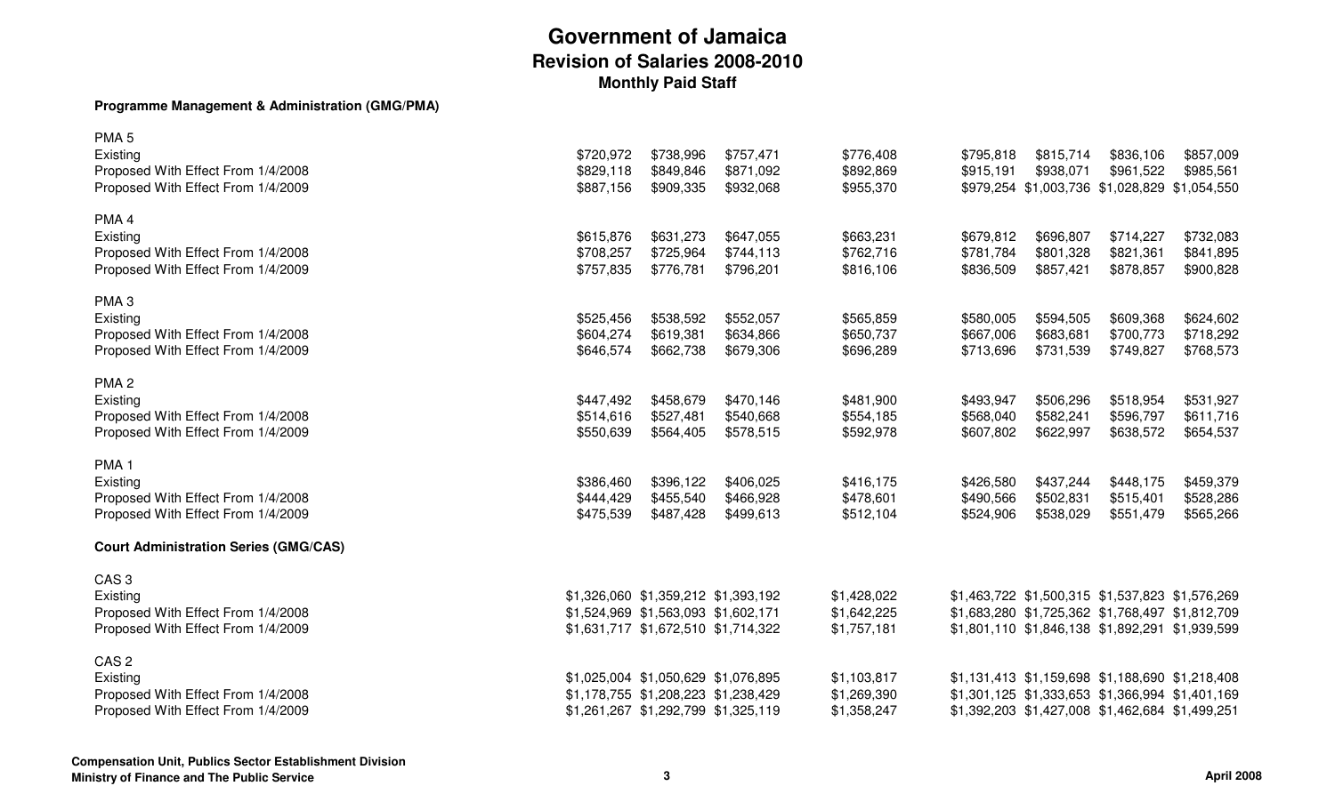# Government of Jamaica

## Revision of Salaries 2008-2010

### Monthly Paid Staff

**Programme Management & Administration (GMG/PMA)**

| | | | | | | | | |
|---|---|---|---|---|---|---|---|---|
| **PMA 5** | | | | | | | | |
| Existing | $720,972 | $738,996 | $757,471 | $776,408 | $795,818 | $815,714 | $836,106 | $857,009 |
| Proposed With Effect From 1/4/2008 | $829,118 | $849,846 | $871,092 | $892,869 | $915,191 | $938,071 | $961,522 | $985,561 |
| Proposed With Effect From 1/4/2009 | $887,156 | $909,335 | $932,068 | $955,370 | $979,254 | $1,003,736 | $1,028,829 | $1,054,550 |
| **PMA 4** | | | | | | | | |
| Existing | $615,876 | $631,273 | $647,055 | $663,231 | $679,812 | $696,807 | $714,227 | $732,083 |
| Proposed With Effect From 1/4/2008 | $708,257 | $725,964 | $744,113 | $762,716 | $781,784 | $801,328 | $821,361 | $841,895 |
| Proposed With Effect From 1/4/2009 | $757,835 | $776,781 | $796,201 | $816,106 | $836,509 | $857,421 | $878,857 | $900,828 |
| **PMA 3** | | | | | | | | |
| Existing | $525,456 | $538,592 | $552,057 | $565,859 | $580,005 | $594,505 | $609,368 | $624,602 |
| Proposed With Effect From 1/4/2008 | $604,274 | $619,381 | $634,866 | $650,737 | $667,006 | $683,681 | $700,773 | $718,292 |
| Proposed With Effect From 1/4/2009 | $646,574 | $662,738 | $679,306 | $696,289 | $713,696 | $731,539 | $749,827 | $768,573 |
| **PMA 2** | | | | | | | | |
| Existing | $447,492 | $458,679 | $470,146 | $481,900 | $493,947 | $506,296 | $518,954 | $531,927 |
| Proposed With Effect From 1/4/2008 | $514,616 | $527,481 | $540,668 | $554,185 | $568,040 | $582,241 | $596,797 | $611,716 |
| Proposed With Effect From 1/4/2009 | $550,639 | $564,405 | $578,515 | $592,978 | $607,802 | $622,997 | $638,572 | $654,537 |
| **PMA 1** | | | | | | | | |
| Existing | $386,460 | $396,122 | $406,025 | $416,175 | $426,580 | $437,244 | $448,175 | $459,379 |
| Proposed With Effect From 1/4/2008 | $444,429 | $455,540 | $466,928 | $478,601 | $490,566 | $502,831 | $515,401 | $528,286 |
| Proposed With Effect From 1/4/2009 | $475,539 | $487,428 | $499,613 | $512,104 | $524,906 | $538,029 | $551,479 | $565,266 |

**Court Administration Series (GMG/CAS)**

| | | | | | | | | |
|---|---|---|---|---|---|---|---|---|
| **CAS 3** | | | | | | | | |
| Existing | $1,326,060 | $1,359,212 | $1,393,192 | $1,428,022 | $1,463,722 | $1,500,315 | $1,537,823 | $1,576,269 |
| Proposed With Effect From 1/4/2008 | $1,524,969 | $1,563,093 | $1,602,171 | $1,642,225 | $1,683,280 | $1,725,362 | $1,768,497 | $1,812,709 |
| Proposed With Effect From 1/4/2009 | $1,631,717 | $1,672,510 | $1,714,322 | $1,757,181 | $1,801,110 | $1,846,138 | $1,892,291 | $1,939,599 |
| **CAS 2** | | | | | | | | |
| Existing | $1,025,004 | $1,050,629 | $1,076,895 | $1,103,817 | $1,131,413 | $1,159,698 | $1,188,690 | $1,218,408 |
| Proposed With Effect From 1/4/2008 | $1,178,755 | $1,208,223 | $1,238,429 | $1,269,390 | $1,301,125 | $1,333,653 | $1,366,994 | $1,401,169 |
| Proposed With Effect From 1/4/2009 | $1,261,267 | $1,292,799 | $1,325,119 | $1,358,247 | $1,392,203 | $1,427,008 | $1,462,684 | $1,499,251 |

**Compensation Unit, Publics Sector Establishment Division**
**Ministry of Finance and The Public Service**

**April 2008**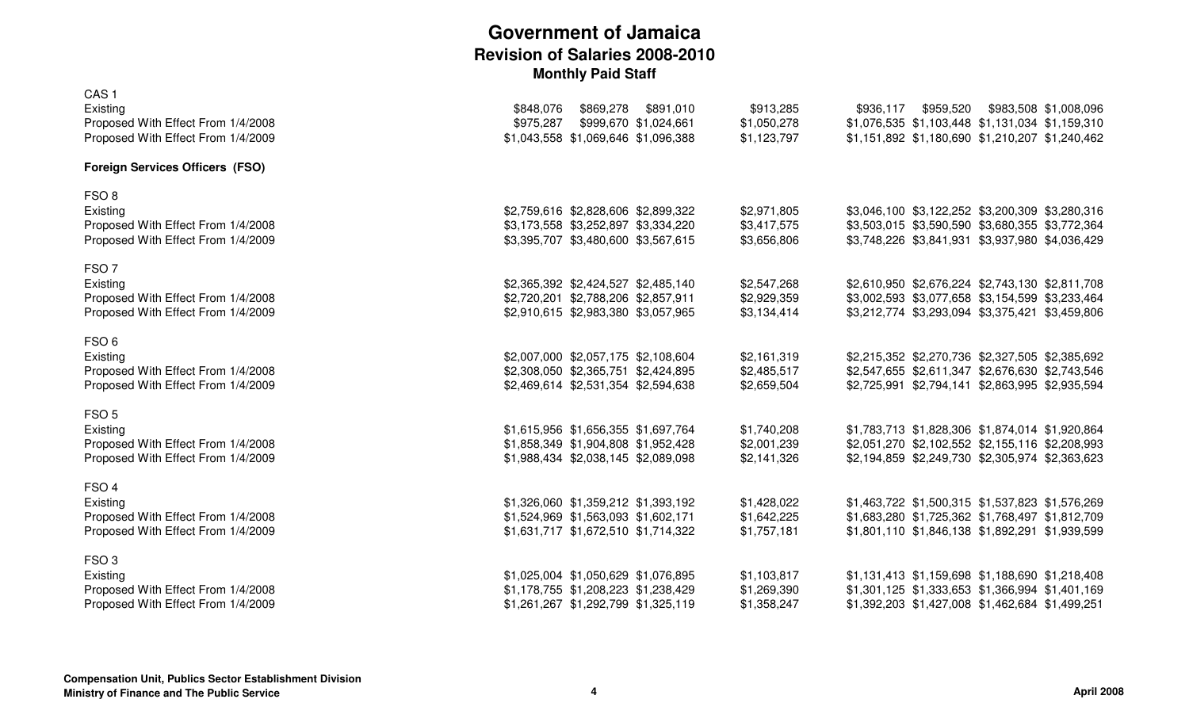# Government of Jamaica

## Revision of Salaries 2008-2010

### Monthly Paid Staff

| | | | | | | | | |
|---|---|---|---|---|---|---|---|---|
| **CAS 1** | | | | | | | | |
| Existing | $848,076 | $869,278 | $891,010 | $913,285 | $936,117 | $959,520 | $983,508 | $1,008,096 |
| Proposed With Effect From 1/4/2008 | $975,287 | $999,670 | $1,024,661 | $1,050,278 | $1,076,535 | $1,103,448 | $1,131,034 | $1,159,310 |
| Proposed With Effect From 1/4/2009 | $1,043,558 | $1,069,646 | $1,096,388 | $1,123,797 | $1,151,892 | $1,180,690 | $1,210,207 | $1,240,462 |
| **Foreign Services Officers (FSO)** | | | | | | | | |
| **FSO 8** | | | | | | | | |
| Existing | $2,759,616 | $2,828,606 | $2,899,322 | $2,971,805 | $3,046,100 | $3,122,252 | $3,200,309 | $3,280,316 |
| Proposed With Effect From 1/4/2008 | $3,173,558 | $3,252,897 | $3,334,220 | $3,417,575 | $3,503,015 | $3,590,590 | $3,680,355 | $3,772,364 |
| Proposed With Effect From 1/4/2009 | $3,395,707 | $3,480,600 | $3,567,615 | $3,656,806 | $3,748,226 | $3,841,931 | $3,937,980 | $4,036,429 |
| **FSO 7** | | | | | | | | |
| Existing | $2,365,392 | $2,424,527 | $2,485,140 | $2,547,268 | $2,610,950 | $2,676,224 | $2,743,130 | $2,811,708 |
| Proposed With Effect From 1/4/2008 | $2,720,201 | $2,788,206 | $2,857,911 | $2,929,359 | $3,002,593 | $3,077,658 | $3,154,599 | $3,233,464 |
| Proposed With Effect From 1/4/2009 | $2,910,615 | $2,983,380 | $3,057,965 | $3,134,414 | $3,212,774 | $3,293,094 | $3,375,421 | $3,459,806 |
| **FSO 6** | | | | | | | | |
| Existing | $2,007,000 | $2,057,175 | $2,108,604 | $2,161,319 | $2,215,352 | $2,270,736 | $2,327,505 | $2,385,692 |
| Proposed With Effect From 1/4/2008 | $2,308,050 | $2,365,751 | $2,424,895 | $2,485,517 | $2,547,655 | $2,611,347 | $2,676,630 | $2,743,546 |
| Proposed With Effect From 1/4/2009 | $2,469,614 | $2,531,354 | $2,594,638 | $2,659,504 | $2,725,991 | $2,794,141 | $2,863,995 | $2,935,594 |
| **FSO 5** | | | | | | | | |
| Existing | $1,615,956 | $1,656,355 | $1,697,764 | $1,740,208 | $1,783,713 | $1,828,306 | $1,874,014 | $1,920,864 |
| Proposed With Effect From 1/4/2008 | $1,858,349 | $1,904,808 | $1,952,428 | $2,001,239 | $2,051,270 | $2,102,552 | $2,155,116 | $2,208,993 |
| Proposed With Effect From 1/4/2009 | $1,988,434 | $2,038,145 | $2,089,098 | $2,141,326 | $2,194,859 | $2,249,730 | $2,305,974 | $2,363,623 |
| **FSO 4** | | | | | | | | |
| Existing | $1,326,060 | $1,359,212 | $1,393,192 | $1,428,022 | $1,463,722 | $1,500,315 | $1,537,823 | $1,576,269 |
| Proposed With Effect From 1/4/2008 | $1,524,969 | $1,563,093 | $1,602,171 | $1,642,225 | $1,683,280 | $1,725,362 | $1,768,497 | $1,812,709 |
| Proposed With Effect From 1/4/2009 | $1,631,717 | $1,672,510 | $1,714,322 | $1,757,181 | $1,801,110 | $1,846,138 | $1,892,291 | $1,939,599 |
| **FSO 3** | | | | | | | | |
| Existing | $1,025,004 | $1,050,629 | $1,076,895 | $1,103,817 | $1,131,413 | $1,159,698 | $1,188,690 | $1,218,408 |
| Proposed With Effect From 1/4/2008 | $1,178,755 | $1,208,223 | $1,238,429 | $1,269,390 | $1,301,125 | $1,333,653 | $1,366,994 | $1,401,169 |
| Proposed With Effect From 1/4/2009 | $1,261,267 | $1,292,799 | $1,325,119 | $1,358,247 | $1,392,203 | $1,427,008 | $1,462,684 | $1,499,251 |

**Compensation Unit, Publics Sector Establishment Division**
**Ministry of Finance and The Public Service**

**April 2008**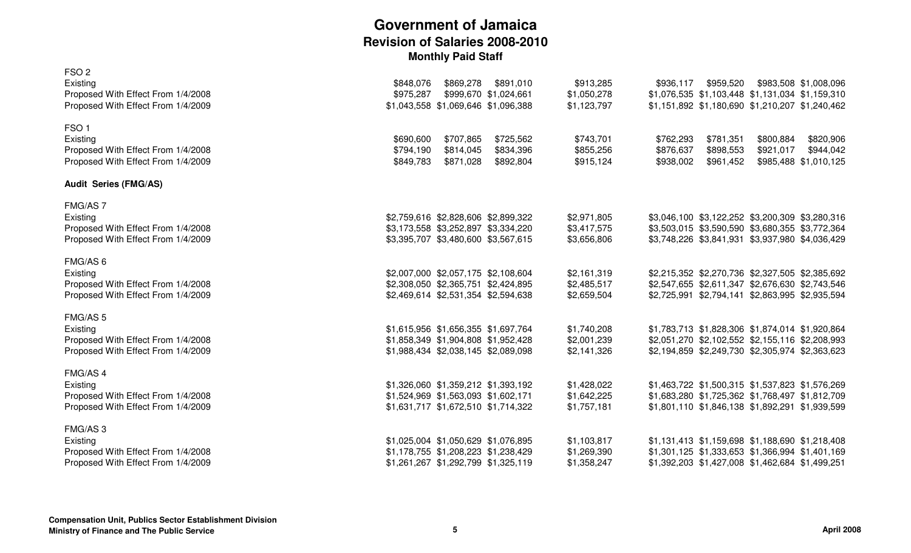# Government of Jamaica

## Revision of Salaries 2008-2010

### Monthly Paid Staff

| | | | | | | | | |
|---|---|---|---|---|---|---|---|---|
| **FSO 2** | | | | | | | | |
| Existing | $848,076 | $869,278 | $891,010 | $913,285 | $936,117 | $959,520 | $983,508 | $1,008,096 |
| Proposed With Effect From 1/4/2008 | $975,287 | $999,670 | $1,024,661 | $1,050,278 | $1,076,535 | $1,103,448 | $1,131,034 | $1,159,310 |
| Proposed With Effect From 1/4/2009 | $1,043,558 | $1,069,646 | $1,096,388 | $1,123,797 | $1,151,892 | $1,180,690 | $1,210,207 | $1,240,462 |
| **FSO 1** | | | | | | | | |
| Existing | $690,600 | $707,865 | $725,562 | $743,701 | $762,293 | $781,351 | $800,884 | $820,906 |
| Proposed With Effect From 1/4/2008 | $794,190 | $814,045 | $834,396 | $855,256 | $876,637 | $898,553 | $921,017 | $944,042 |
| Proposed With Effect From 1/4/2009 | $849,783 | $871,028 | $892,804 | $915,124 | $938,002 | $961,452 | $985,488 | $1,010,125 |
| **Audit Series (FMG/AS)** | | | | | | | | |
| **FMG/AS 7** | | | | | | | | |
| Existing | $2,759,616 | $2,828,606 | $2,899,322 | $2,971,805 | $3,046,100 | $3,122,252 | $3,200,309 | $3,280,316 |
| Proposed With Effect From 1/4/2008 | $3,173,558 | $3,252,897 | $3,334,220 | $3,417,575 | $3,503,015 | $3,590,590 | $3,680,355 | $3,772,364 |
| Proposed With Effect From 1/4/2009 | $3,395,707 | $3,480,600 | $3,567,615 | $3,656,806 | $3,748,226 | $3,841,931 | $3,937,980 | $4,036,429 |
| **FMG/AS 6** | | | | | | | | |
| Existing | $2,007,000 | $2,057,175 | $2,108,604 | $2,161,319 | $2,215,352 | $2,270,736 | $2,327,505 | $2,385,692 |
| Proposed With Effect From 1/4/2008 | $2,308,050 | $2,365,751 | $2,424,895 | $2,485,517 | $2,547,655 | $2,611,347 | $2,676,630 | $2,743,546 |
| Proposed With Effect From 1/4/2009 | $2,469,614 | $2,531,354 | $2,594,638 | $2,659,504 | $2,725,991 | $2,794,141 | $2,863,995 | $2,935,594 |
| **FMG/AS 5** | | | | | | | | |
| Existing | $1,615,956 | $1,656,355 | $1,697,764 | $1,740,208 | $1,783,713 | $1,828,306 | $1,874,014 | $1,920,864 |
| Proposed With Effect From 1/4/2008 | $1,858,349 | $1,904,808 | $1,952,428 | $2,001,239 | $2,051,270 | $2,102,552 | $2,155,116 | $2,208,993 |
| Proposed With Effect From 1/4/2009 | $1,988,434 | $2,038,145 | $2,089,098 | $2,141,326 | $2,194,859 | $2,249,730 | $2,305,974 | $2,363,623 |
| **FMG/AS 4** | | | | | | | | |
| Existing | $1,326,060 | $1,359,212 | $1,393,192 | $1,428,022 | $1,463,722 | $1,500,315 | $1,537,823 | $1,576,269 |
| Proposed With Effect From 1/4/2008 | $1,524,969 | $1,563,093 | $1,602,171 | $1,642,225 | $1,683,280 | $1,725,362 | $1,768,497 | $1,812,709 |
| Proposed With Effect From 1/4/2009 | $1,631,717 | $1,672,510 | $1,714,322 | $1,757,181 | $1,801,110 | $1,846,138 | $1,892,291 | $1,939,599 |
| **FMG/AS 3** | | | | | | | | |
| Existing | $1,025,004 | $1,050,629 | $1,076,895 | $1,103,817 | $1,131,413 | $1,159,698 | $1,188,690 | $1,218,408 |
| Proposed With Effect From 1/4/2008 | $1,178,755 | $1,208,223 | $1,238,429 | $1,269,390 | $1,301,125 | $1,333,653 | $1,366,994 | $1,401,169 |
| Proposed With Effect From 1/4/2009 | $1,261,267 | $1,292,799 | $1,325,119 | $1,358,247 | $1,392,203 | $1,427,008 | $1,462,684 | $1,499,251 |

**Compensation Unit, Publics Sector Establishment Division**
**Ministry of Finance and The Public Service**

**April 2008**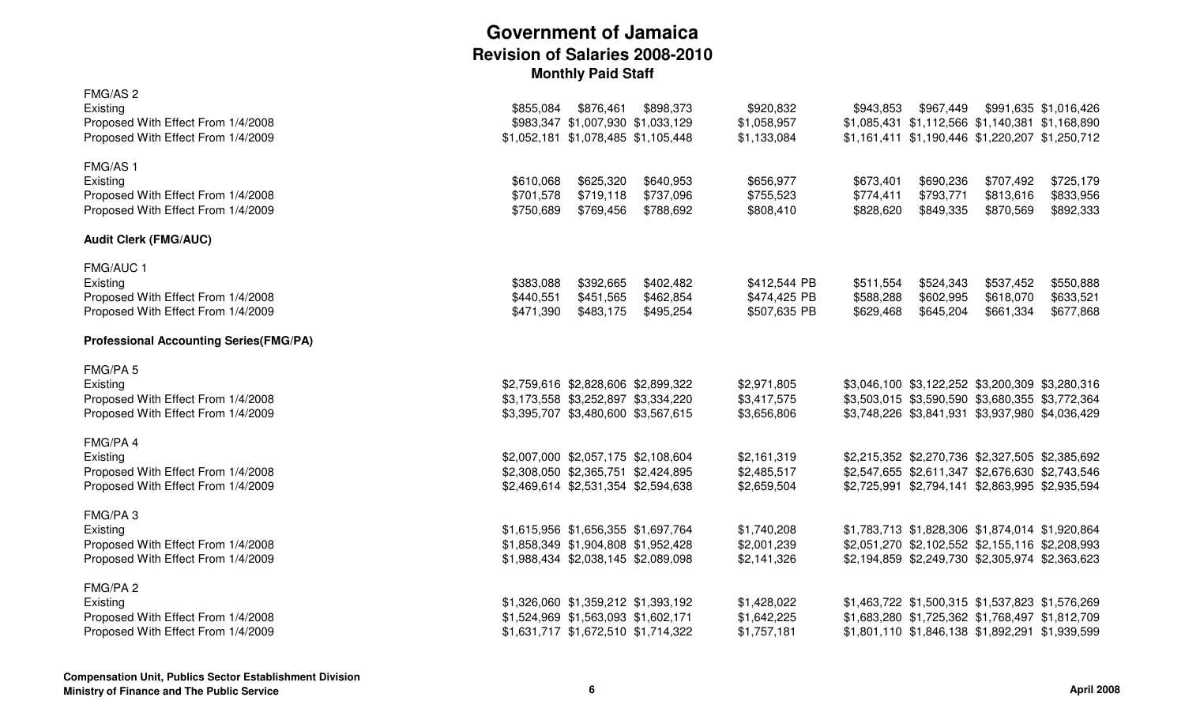# Government of Jamaica
## Revision of Salaries 2008-2010
### Monthly Paid Staff

| | | | | | | | | |
|---|---|---|---|---|---|---|---|---|
| **FMG/AS 2** | | | | | | | | |
| Existing | $855,084 | $876,461 | $898,373 | $920,832 | $943,853 | $967,449 | $991,635 | $1,016,426 |
| Proposed With Effect From 1/4/2008 | $983,347 | $1,007,930 | $1,033,129 | $1,058,957 | $1,085,431 | $1,112,566 | $1,140,381 | $1,168,890 |
| Proposed With Effect From 1/4/2009 | $1,052,181 | $1,078,485 | $1,105,448 | $1,133,084 | $1,161,411 | $1,190,446 | $1,220,207 | $1,250,712 |
| **FMG/AS 1** | | | | | | | | |
| Existing | $610,068 | $625,320 | $640,953 | $656,977 | $673,401 | $690,236 | $707,492 | $725,179 |
| Proposed With Effect From 1/4/2008 | $701,578 | $719,118 | $737,096 | $755,523 | $774,411 | $793,771 | $813,616 | $833,956 |
| Proposed With Effect From 1/4/2009 | $750,689 | $769,456 | $788,692 | $808,410 | $828,620 | $849,335 | $870,569 | $892,333 |
| **Audit Clerk (FMG/AUC)** | | | | | | | | |
| **FMG/AUC 1** | | | | | | | | |
| Existing | $383,088 | $392,665 | $402,482 | $412,544 PB | $511,554 | $524,343 | $537,452 | $550,888 |
| Proposed With Effect From 1/4/2008 | $440,551 | $451,565 | $462,854 | $474,425 PB | $588,288 | $602,995 | $618,070 | $633,521 |
| Proposed With Effect From 1/4/2009 | $471,390 | $483,175 | $495,254 | $507,635 PB | $629,468 | $645,204 | $661,334 | $677,868 |
| **Professional Accounting Series(FMG/PA)** | | | | | | | | |
| **FMG/PA 5** | | | | | | | | |
| Existing | $2,759,616 | $2,828,606 | $2,899,322 | $2,971,805 | $3,046,100 | $3,122,252 | $3,200,309 | $3,280,316 |
| Proposed With Effect From 1/4/2008 | $3,173,558 | $3,252,897 | $3,334,220 | $3,417,575 | $3,503,015 | $3,590,590 | $3,680,355 | $3,772,364 |
| Proposed With Effect From 1/4/2009 | $3,395,707 | $3,480,600 | $3,567,615 | $3,656,806 | $3,748,226 | $3,841,931 | $3,937,980 | $4,036,429 |
| **FMG/PA 4** | | | | | | | | |
| Existing | $2,007,000 | $2,057,175 | $2,108,604 | $2,161,319 | $2,215,352 | $2,270,736 | $2,327,505 | $2,385,692 |
| Proposed With Effect From 1/4/2008 | $2,308,050 | $2,365,751 | $2,424,895 | $2,485,517 | $2,547,655 | $2,611,347 | $2,676,630 | $2,743,546 |
| Proposed With Effect From 1/4/2009 | $2,469,614 | $2,531,354 | $2,594,638 | $2,659,504 | $2,725,991 | $2,794,141 | $2,863,995 | $2,935,594 |
| **FMG/PA 3** | | | | | | | | |
| Existing | $1,615,956 | $1,656,355 | $1,697,764 | $1,740,208 | $1,783,713 | $1,828,306 | $1,874,014 | $1,920,864 |
| Proposed With Effect From 1/4/2008 | $1,858,349 | $1,904,808 | $1,952,428 | $2,001,239 | $2,051,270 | $2,102,552 | $2,155,116 | $2,208,993 |
| Proposed With Effect From 1/4/2009 | $1,988,434 | $2,038,145 | $2,089,098 | $2,141,326 | $2,194,859 | $2,249,730 | $2,305,974 | $2,363,623 |
| **FMG/PA 2** | | | | | | | | |
| Existing | $1,326,060 | $1,359,212 | $1,393,192 | $1,428,022 | $1,463,722 | $1,500,315 | $1,537,823 | $1,576,269 |
| Proposed With Effect From 1/4/2008 | $1,524,969 | $1,563,093 | $1,602,171 | $1,642,225 | $1,683,280 | $1,725,362 | $1,768,497 | $1,812,709 |
| Proposed With Effect From 1/4/2009 | $1,631,717 | $1,672,510 | $1,714,322 | $1,757,181 | $1,801,110 | $1,846,138 | $1,892,291 | $1,939,599 |

**Compensation Unit, Publics Sector Establishment Division**
**Ministry of Finance and The Public Service**

**April 2008**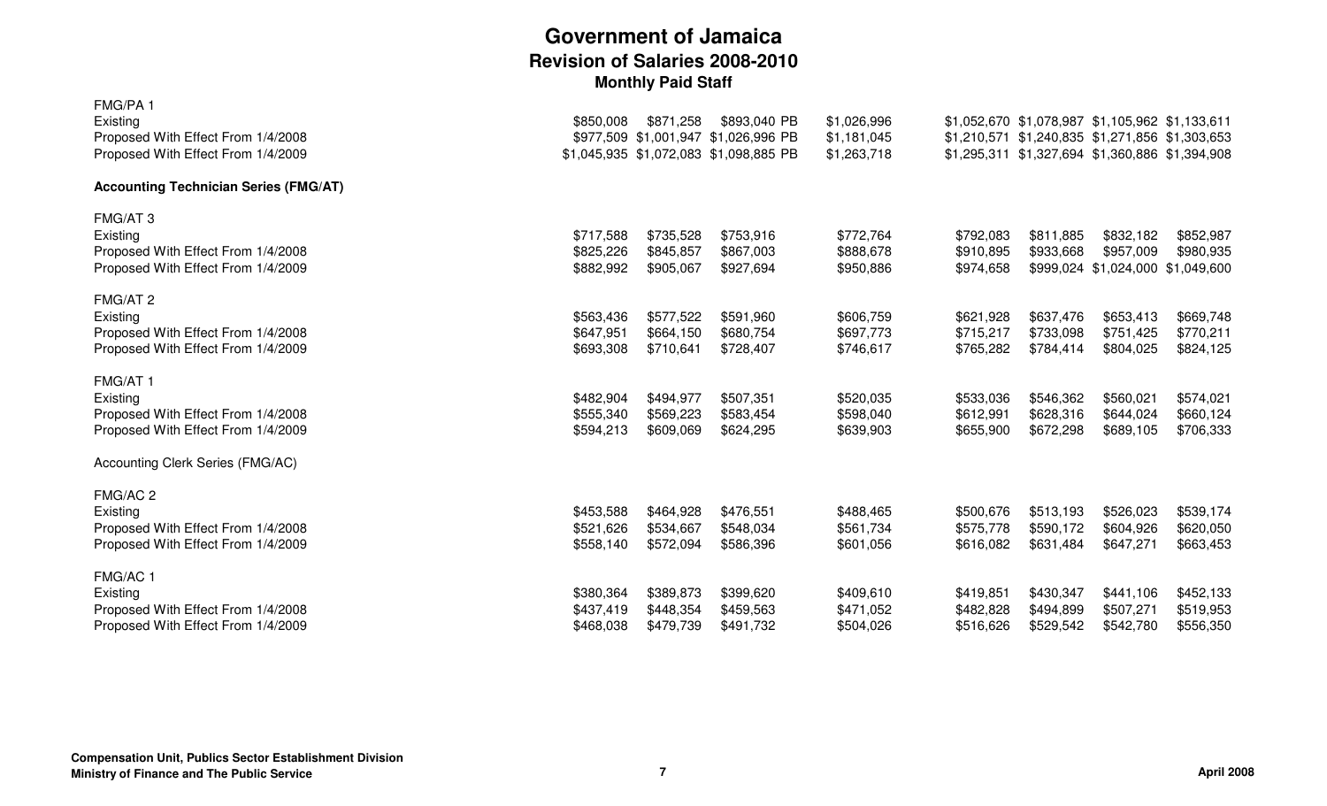# Government of Jamaica

## Revision of Salaries 2008-2010

### Monthly Paid Staff

| | | | | | | | | |
|---|---|---|---|---|---|---|---|---|
| **FMG/PA 1** | | | | | | | | |
| Existing | $850,008 | $871,258 | $893,040 PB | $1,026,996 | $1,052,670 | $1,078,987 | $1,105,962 | $1,133,611 |
| Proposed With Effect From 1/4/2008 | $977,509 | $1,001,947 | $1,026,996 PB | $1,181,045 | $1,210,571 | $1,240,835 | $1,271,856 | $1,303,653 |
| Proposed With Effect From 1/4/2009 | $1,045,935 | $1,072,083 | $1,098,885 PB | $1,263,718 | $1,295,311 | $1,327,694 | $1,360,886 | $1,394,908 |
| **Accounting Technician Series (FMG/AT)** | | | | | | | | |
| **FMG/AT 3** | | | | | | | | |
| Existing | $717,588 | $735,528 | $753,916 | $772,764 | $792,083 | $811,885 | $832,182 | $852,987 |
| Proposed With Effect From 1/4/2008 | $825,226 | $845,857 | $867,003 | $888,678 | $910,895 | $933,668 | $957,009 | $980,935 |
| Proposed With Effect From 1/4/2009 | $882,992 | $905,067 | $927,694 | $950,886 | $974,658 | $999,024 | $1,024,000 | $1,049,600 |
| **FMG/AT 2** | | | | | | | | |
| Existing | $563,436 | $577,522 | $591,960 | $606,759 | $621,928 | $637,476 | $653,413 | $669,748 |
| Proposed With Effect From 1/4/2008 | $647,951 | $664,150 | $680,754 | $697,773 | $715,217 | $733,098 | $751,425 | $770,211 |
| Proposed With Effect From 1/4/2009 | $693,308 | $710,641 | $728,407 | $746,617 | $765,282 | $784,414 | $804,025 | $824,125 |
| **FMG/AT 1** | | | | | | | | |
| Existing | $482,904 | $494,977 | $507,351 | $520,035 | $533,036 | $546,362 | $560,021 | $574,021 |
| Proposed With Effect From 1/4/2008 | $555,340 | $569,223 | $583,454 | $598,040 | $612,991 | $628,316 | $644,024 | $660,124 |
| Proposed With Effect From 1/4/2009 | $594,213 | $609,069 | $624,295 | $639,903 | $655,900 | $672,298 | $689,105 | $706,333 |
| Accounting Clerk Series (FMG/AC) | | | | | | | | |
| **FMG/AC 2** | | | | | | | | |
| Existing | $453,588 | $464,928 | $476,551 | $488,465 | $500,676 | $513,193 | $526,023 | $539,174 |
| Proposed With Effect From 1/4/2008 | $521,626 | $534,667 | $548,034 | $561,734 | $575,778 | $590,172 | $604,926 | $620,050 |
| Proposed With Effect From 1/4/2009 | $558,140 | $572,094 | $586,396 | $601,056 | $616,082 | $631,484 | $647,271 | $663,453 |
| **FMG/AC 1** | | | | | | | | |
| Existing | $380,364 | $389,873 | $399,620 | $409,610 | $419,851 | $430,347 | $441,106 | $452,133 |
| Proposed With Effect From 1/4/2008 | $437,419 | $448,354 | $459,563 | $471,052 | $482,828 | $494,899 | $507,271 | $519,953 |
| Proposed With Effect From 1/4/2009 | $468,038 | $479,739 | $491,732 | $504,026 | $516,626 | $529,542 | $542,780 | $556,350 |

**Compensation Unit, Publics Sector Establishment Division**
**Ministry of Finance and The Public Service**

**April 2008**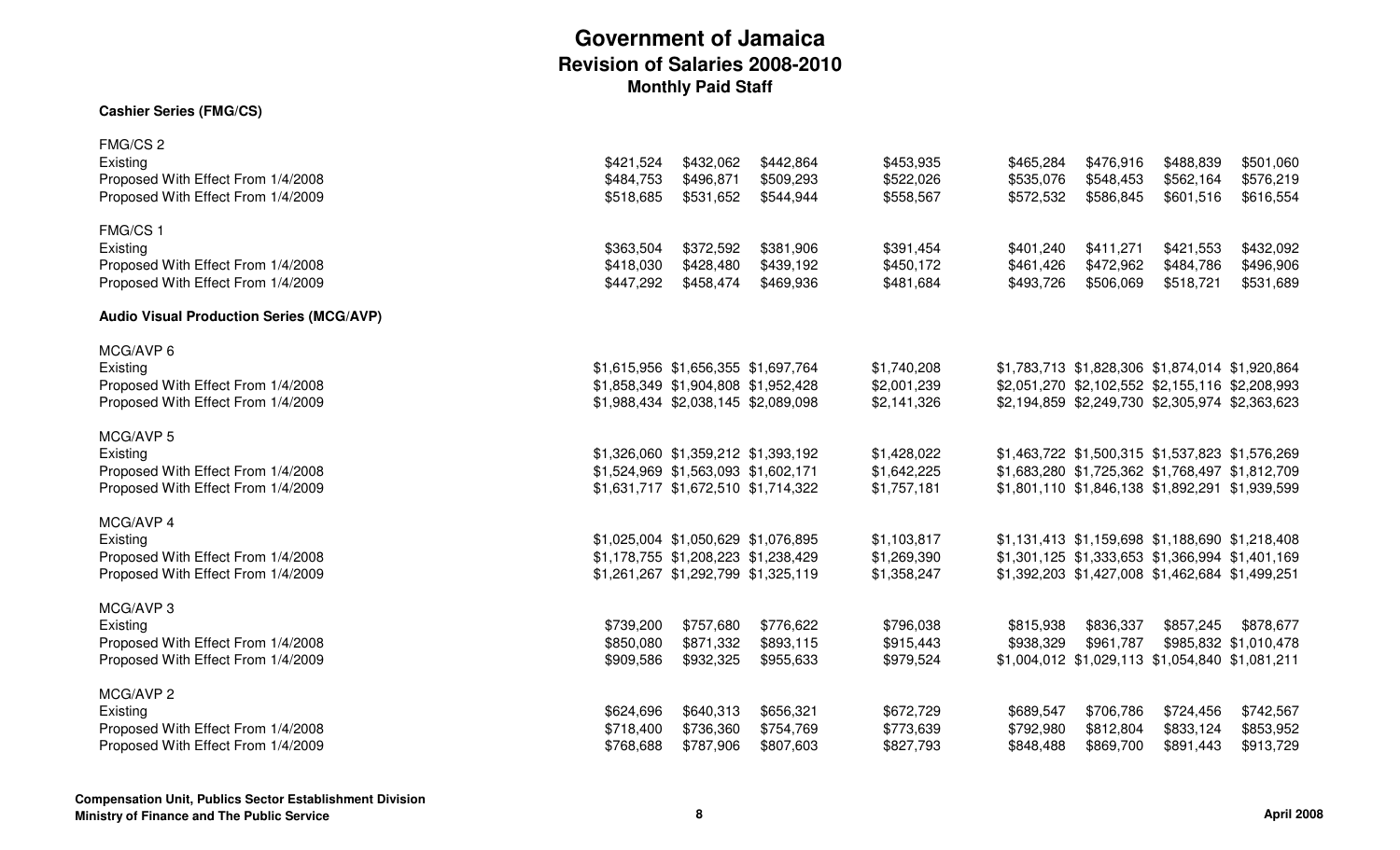# Government of Jamaica
## Revision of Salaries 2008-2010
### Monthly Paid Staff

**Cashier Series (FMG/CS)**

| | | | | | | | | |
|---|---|---|---|---|---|---|---|---|
| **FMG/CS 2** | | | | | | | | |
| Existing | $421,524 | $432,062 | $442,864 | $453,935 | $465,284 | $476,916 | $488,839 | $501,060 |
| Proposed With Effect From 1/4/2008 | $484,753 | $496,871 | $509,293 | $522,026 | $535,076 | $548,453 | $562,164 | $576,219 |
| Proposed With Effect From 1/4/2009 | $518,685 | $531,652 | $544,944 | $558,567 | $572,532 | $586,845 | $601,516 | $616,554 |
| **FMG/CS 1** | | | | | | | | |
| Existing | $363,504 | $372,592 | $381,906 | $391,454 | $401,240 | $411,271 | $421,553 | $432,092 |
| Proposed With Effect From 1/4/2008 | $418,030 | $428,480 | $439,192 | $450,172 | $461,426 | $472,962 | $484,786 | $496,906 |
| Proposed With Effect From 1/4/2009 | $447,292 | $458,474 | $469,936 | $481,684 | $493,726 | $506,069 | $518,721 | $531,689 |

**Audio Visual Production Series (MCG/AVP)**

| | | | | | | | | |
|---|---|---|---|---|---|---|---|---|
| **MCG/AVP 6** | | | | | | | | |
| Existing | $1,615,956 | $1,656,355 | $1,697,764 | $1,740,208 | $1,783,713 | $1,828,306 | $1,874,014 | $1,920,864 |
| Proposed With Effect From 1/4/2008 | $1,858,349 | $1,904,808 | $1,952,428 | $2,001,239 | $2,051,270 | $2,102,552 | $2,155,116 | $2,208,993 |
| Proposed With Effect From 1/4/2009 | $1,988,434 | $2,038,145 | $2,089,098 | $2,141,326 | $2,194,859 | $2,249,730 | $2,305,974 | $2,363,623 |
| **MCG/AVP 5** | | | | | | | | |
| Existing | $1,326,060 | $1,359,212 | $1,393,192 | $1,428,022 | $1,463,722 | $1,500,315 | $1,537,823 | $1,576,269 |
| Proposed With Effect From 1/4/2008 | $1,524,969 | $1,563,093 | $1,602,171 | $1,642,225 | $1,683,280 | $1,725,362 | $1,768,497 | $1,812,709 |
| Proposed With Effect From 1/4/2009 | $1,631,717 | $1,672,510 | $1,714,322 | $1,757,181 | $1,801,110 | $1,846,138 | $1,892,291 | $1,939,599 |
| **MCG/AVP 4** | | | | | | | | |
| Existing | $1,025,004 | $1,050,629 | $1,076,895 | $1,103,817 | $1,131,413 | $1,159,698 | $1,188,690 | $1,218,408 |
| Proposed With Effect From 1/4/2008 | $1,178,755 | $1,208,223 | $1,238,429 | $1,269,390 | $1,301,125 | $1,333,653 | $1,366,994 | $1,401,169 |
| Proposed With Effect From 1/4/2009 | $1,261,267 | $1,292,799 | $1,325,119 | $1,358,247 | $1,392,203 | $1,427,008 | $1,462,684 | $1,499,251 |
| **MCG/AVP 3** | | | | | | | | |
| Existing | $739,200 | $757,680 | $776,622 | $796,038 | $815,938 | $836,337 | $857,245 | $878,677 |
| Proposed With Effect From 1/4/2008 | $850,080 | $871,332 | $893,115 | $915,443 | $938,329 | $961,787 | $985,832 | $1,010,478 |
| Proposed With Effect From 1/4/2009 | $909,586 | $932,325 | $955,633 | $979,524 | $1,004,012 | $1,029,113 | $1,054,840 | $1,081,211 |
| **MCG/AVP 2** | | | | | | | | |
| Existing | $624,696 | $640,313 | $656,321 | $672,729 | $689,547 | $706,786 | $724,456 | $742,567 |
| Proposed With Effect From 1/4/2008 | $718,400 | $736,360 | $754,769 | $773,639 | $792,980 | $812,804 | $833,124 | $853,952 |
| Proposed With Effect From 1/4/2009 | $768,688 | $787,906 | $807,603 | $827,793 | $848,488 | $869,700 | $891,443 | $913,729 |

**Compensation Unit, Publics Sector Establishment Division**
**Ministry of Finance and The Public Service**

**April 2008**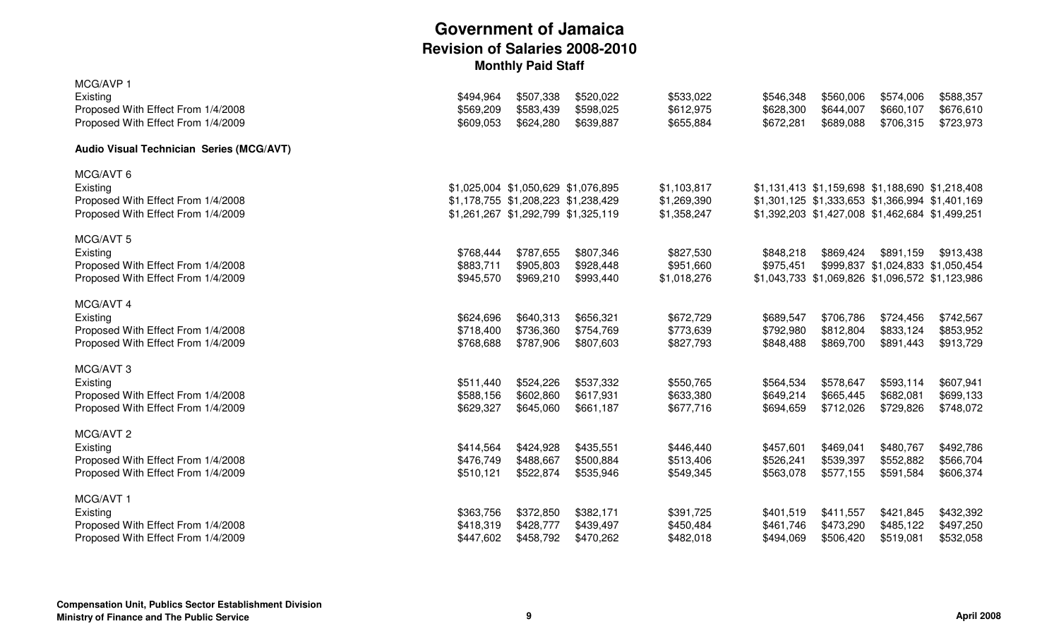# Government of Jamaica
## Revision of Salaries 2008-2010
### Monthly Paid Staff

| | | | | | | | | |
|---|---|---|---|---|---|---|---|---|
| MCG/AVP 1 | | | | | | | | |
| Existing | $494,964 | $507,338 | $520,022 | $533,022 | $546,348 | $560,006 | $574,006 | $588,357 |
| Proposed With Effect From 1/4/2008 | $569,209 | $583,439 | $598,025 | $612,975 | $628,300 | $644,007 | $660,107 | $676,610 |
| Proposed With Effect From 1/4/2009 | $609,053 | $624,280 | $639,887 | $655,884 | $672,281 | $689,088 | $706,315 | $723,973 |
| **Audio Visual Technician Series (MCG/AVT)** | | | | | | | | |
| MCG/AVT 6 | | | | | | | | |
| Existing | $1,025,004 | $1,050,629 | $1,076,895 | $1,103,817 | $1,131,413 | $1,159,698 | $1,188,690 | $1,218,408 |
| Proposed With Effect From 1/4/2008 | $1,178,755 | $1,208,223 | $1,238,429 | $1,269,390 | $1,301,125 | $1,333,653 | $1,366,994 | $1,401,169 |
| Proposed With Effect From 1/4/2009 | $1,261,267 | $1,292,799 | $1,325,119 | $1,358,247 | $1,392,203 | $1,427,008 | $1,462,684 | $1,499,251 |
| MCG/AVT 5 | | | | | | | | |
| Existing | $768,444 | $787,655 | $807,346 | $827,530 | $848,218 | $869,424 | $891,159 | $913,438 |
| Proposed With Effect From 1/4/2008 | $883,711 | $905,803 | $928,448 | $951,660 | $975,451 | $999,837 | $1,024,833 | $1,050,454 |
| Proposed With Effect From 1/4/2009 | $945,570 | $969,210 | $993,440 | $1,018,276 | $1,043,733 | $1,069,826 | $1,096,572 | $1,123,986 |
| MCG/AVT 4 | | | | | | | | |
| Existing | $624,696 | $640,313 | $656,321 | $672,729 | $689,547 | $706,786 | $724,456 | $742,567 |
| Proposed With Effect From 1/4/2008 | $718,400 | $736,360 | $754,769 | $773,639 | $792,980 | $812,804 | $833,124 | $853,952 |
| Proposed With Effect From 1/4/2009 | $768,688 | $787,906 | $807,603 | $827,793 | $848,488 | $869,700 | $891,443 | $913,729 |
| MCG/AVT 3 | | | | | | | | |
| Existing | $511,440 | $524,226 | $537,332 | $550,765 | $564,534 | $578,647 | $593,114 | $607,941 |
| Proposed With Effect From 1/4/2008 | $588,156 | $602,860 | $617,931 | $633,380 | $649,214 | $665,445 | $682,081 | $699,133 |
| Proposed With Effect From 1/4/2009 | $629,327 | $645,060 | $661,187 | $677,716 | $694,659 | $712,026 | $729,826 | $748,072 |
| MCG/AVT 2 | | | | | | | | |
| Existing | $414,564 | $424,928 | $435,551 | $446,440 | $457,601 | $469,041 | $480,767 | $492,786 |
| Proposed With Effect From 1/4/2008 | $476,749 | $488,667 | $500,884 | $513,406 | $526,241 | $539,397 | $552,882 | $566,704 |
| Proposed With Effect From 1/4/2009 | $510,121 | $522,874 | $535,946 | $549,345 | $563,078 | $577,155 | $591,584 | $606,374 |
| MCG/AVT 1 | | | | | | | | |
| Existing | $363,756 | $372,850 | $382,171 | $391,725 | $401,519 | $411,557 | $421,845 | $432,392 |
| Proposed With Effect From 1/4/2008 | $418,319 | $428,777 | $439,497 | $450,484 | $461,746 | $473,290 | $485,122 | $497,250 |
| Proposed With Effect From 1/4/2009 | $447,602 | $458,792 | $470,262 | $482,018 | $494,069 | $506,420 | $519,081 | $532,058 |

**Compensation Unit, Publics Sector Establishment Division**
**Ministry of Finance and The Public Service**

**April 2008**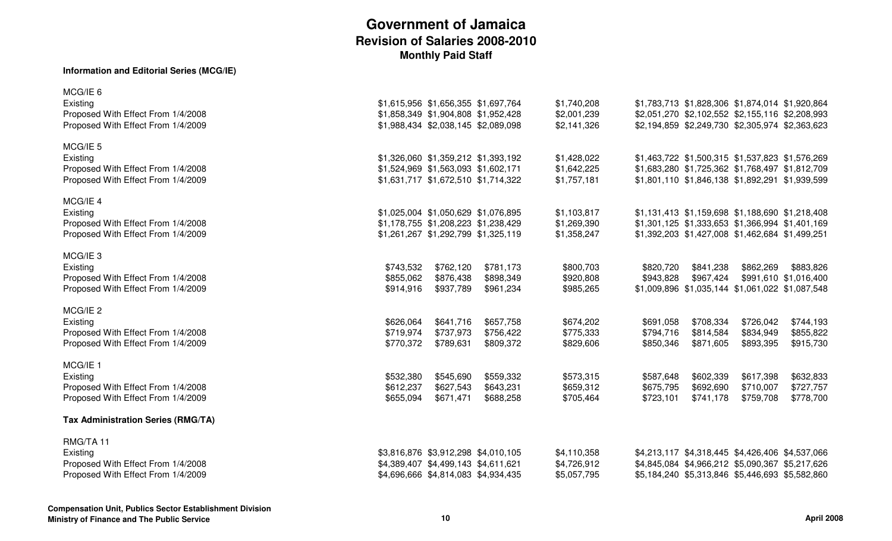# Government of Jamaica
## Revision of Salaries 2008-2010
### Monthly Paid Staff

**Information and Editorial Series (MCG/IE)**

| | | | | | | | | |
|---|---|---|---|---|---|---|---|---|
| **MCG/IE 6** | | | | | | | | |
| Existing | $1,615,956 | $1,656,355 | $1,697,764 | $1,740,208 | $1,783,713 | $1,828,306 | $1,874,014 | $1,920,864 |
| Proposed With Effect From 1/4/2008 | $1,858,349 | $1,904,808 | $1,952,428 | $2,001,239 | $2,051,270 | $2,102,552 | $2,155,116 | $2,208,993 |
| Proposed With Effect From 1/4/2009 | $1,988,434 | $2,038,145 | $2,089,098 | $2,141,326 | $2,194,859 | $2,249,730 | $2,305,974 | $2,363,623 |
| **MCG/IE 5** | | | | | | | | |
| Existing | $1,326,060 | $1,359,212 | $1,393,192 | $1,428,022 | $1,463,722 | $1,500,315 | $1,537,823 | $1,576,269 |
| Proposed With Effect From 1/4/2008 | $1,524,969 | $1,563,093 | $1,602,171 | $1,642,225 | $1,683,280 | $1,725,362 | $1,768,497 | $1,812,709 |
| Proposed With Effect From 1/4/2009 | $1,631,717 | $1,672,510 | $1,714,322 | $1,757,181 | $1,801,110 | $1,846,138 | $1,892,291 | $1,939,599 |
| **MCG/IE 4** | | | | | | | | |
| Existing | $1,025,004 | $1,050,629 | $1,076,895 | $1,103,817 | $1,131,413 | $1,159,698 | $1,188,690 | $1,218,408 |
| Proposed With Effect From 1/4/2008 | $1,178,755 | $1,208,223 | $1,238,429 | $1,269,390 | $1,301,125 | $1,333,653 | $1,366,994 | $1,401,169 |
| Proposed With Effect From 1/4/2009 | $1,261,267 | $1,292,799 | $1,325,119 | $1,358,247 | $1,392,203 | $1,427,008 | $1,462,684 | $1,499,251 |
| **MCG/IE 3** | | | | | | | | |
| Existing | $743,532 | $762,120 | $781,173 | $800,703 | $820,720 | $841,238 | $862,269 | $883,826 |
| Proposed With Effect From 1/4/2008 | $855,062 | $876,438 | $898,349 | $920,808 | $943,828 | $967,424 | $991,610 | $1,016,400 |
| Proposed With Effect From 1/4/2009 | $914,916 | $937,789 | $961,234 | $985,265 | $1,009,896 | $1,035,144 | $1,061,022 | $1,087,548 |
| **MCG/IE 2** | | | | | | | | |
| Existing | $626,064 | $641,716 | $657,758 | $674,202 | $691,058 | $708,334 | $726,042 | $744,193 |
| Proposed With Effect From 1/4/2008 | $719,974 | $737,973 | $756,422 | $775,333 | $794,716 | $814,584 | $834,949 | $855,822 |
| Proposed With Effect From 1/4/2009 | $770,372 | $789,631 | $809,372 | $829,606 | $850,346 | $871,605 | $893,395 | $915,730 |
| **MCG/IE 1** | | | | | | | | |
| Existing | $532,380 | $545,690 | $559,332 | $573,315 | $587,648 | $602,339 | $617,398 | $632,833 |
| Proposed With Effect From 1/4/2008 | $612,237 | $627,543 | $643,231 | $659,312 | $675,795 | $692,690 | $710,007 | $727,757 |
| Proposed With Effect From 1/4/2009 | $655,094 | $671,471 | $688,258 | $705,464 | $723,101 | $741,178 | $759,708 | $778,700 |

**Tax Administration Series (RMG/TA)**

| | | | | | | | | |
|---|---|---|---|---|---|---|---|---|
| **RMG/TA 11** | | | | | | | | |
| Existing | $3,816,876 | $3,912,298 | $4,010,105 | $4,110,358 | $4,213,117 | $4,318,445 | $4,426,406 | $4,537,066 |
| Proposed With Effect From 1/4/2008 | $4,389,407 | $4,499,143 | $4,611,621 | $4,726,912 | $4,845,084 | $4,966,212 | $5,090,367 | $5,217,626 |
| Proposed With Effect From 1/4/2009 | $4,696,666 | $4,814,083 | $4,934,435 | $5,057,795 | $5,184,240 | $5,313,846 | $5,446,693 | $5,582,860 |

**Compensation Unit, Publics Sector Establishment Division**
**Ministry of Finance and The Public Service**

**April 2008**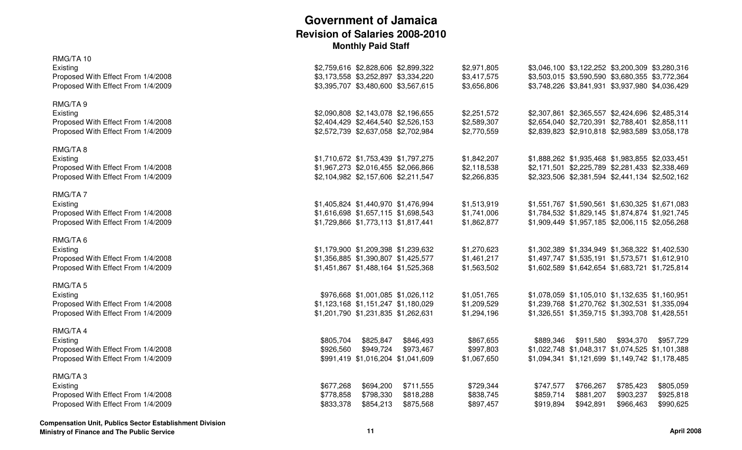# Government of Jamaica

## Revision of Salaries 2008-2010

### Monthly Paid Staff

| | | | | | | | | |
|---|---|---|---|---|---|---|---|---|
| **RMG/TA 10** | | | | | | | | |
| Existing | $2,759,616 | $2,828,606 | $2,899,322 | $2,971,805 | $3,046,100 | $3,122,252 | $3,200,309 | $3,280,316 |
| Proposed With Effect From 1/4/2008 | $3,173,558 | $3,252,897 | $3,334,220 | $3,417,575 | $3,503,015 | $3,590,590 | $3,680,355 | $3,772,364 |
| Proposed With Effect From 1/4/2009 | $3,395,707 | $3,480,600 | $3,567,615 | $3,656,806 | $3,748,226 | $3,841,931 | $3,937,980 | $4,036,429 |
| **RMG/TA 9** | | | | | | | | |
| Existing | $2,090,808 | $2,143,078 | $2,196,655 | $2,251,572 | $2,307,861 | $2,365,557 | $2,424,696 | $2,485,314 |
| Proposed With Effect From 1/4/2008 | $2,404,429 | $2,464,540 | $2,526,153 | $2,589,307 | $2,654,040 | $2,720,391 | $2,788,401 | $2,858,111 |
| Proposed With Effect From 1/4/2009 | $2,572,739 | $2,637,058 | $2,702,984 | $2,770,559 | $2,839,823 | $2,910,818 | $2,983,589 | $3,058,178 |
| **RMG/TA 8** | | | | | | | | |
| Existing | $1,710,672 | $1,753,439 | $1,797,275 | $1,842,207 | $1,888,262 | $1,935,468 | $1,983,855 | $2,033,451 |
| Proposed With Effect From 1/4/2008 | $1,967,273 | $2,016,455 | $2,066,866 | $2,118,538 | $2,171,501 | $2,225,789 | $2,281,433 | $2,338,469 |
| Proposed With Effect From 1/4/2009 | $2,104,982 | $2,157,606 | $2,211,547 | $2,266,835 | $2,323,506 | $2,381,594 | $2,441,134 | $2,502,162 |
| **RMG/TA 7** | | | | | | | | |
| Existing | $1,405,824 | $1,440,970 | $1,476,994 | $1,513,919 | $1,551,767 | $1,590,561 | $1,630,325 | $1,671,083 |
| Proposed With Effect From 1/4/2008 | $1,616,698 | $1,657,115 | $1,698,543 | $1,741,006 | $1,784,532 | $1,829,145 | $1,874,874 | $1,921,745 |
| Proposed With Effect From 1/4/2009 | $1,729,866 | $1,773,113 | $1,817,441 | $1,862,877 | $1,909,449 | $1,957,185 | $2,006,115 | $2,056,268 |
| **RMG/TA 6** | | | | | | | | |
| Existing | $1,179,900 | $1,209,398 | $1,239,632 | $1,270,623 | $1,302,389 | $1,334,949 | $1,368,322 | $1,402,530 |
| Proposed With Effect From 1/4/2008 | $1,356,885 | $1,390,807 | $1,425,577 | $1,461,217 | $1,497,747 | $1,535,191 | $1,573,571 | $1,612,910 |
| Proposed With Effect From 1/4/2009 | $1,451,867 | $1,488,164 | $1,525,368 | $1,563,502 | $1,602,589 | $1,642,654 | $1,683,721 | $1,725,814 |
| **RMG/TA 5** | | | | | | | | |
| Existing | $976,668 | $1,001,085 | $1,026,112 | $1,051,765 | $1,078,059 | $1,105,010 | $1,132,635 | $1,160,951 |
| Proposed With Effect From 1/4/2008 | $1,123,168 | $1,151,247 | $1,180,029 | $1,209,529 | $1,239,768 | $1,270,762 | $1,302,531 | $1,335,094 |
| Proposed With Effect From 1/4/2009 | $1,201,790 | $1,231,835 | $1,262,631 | $1,294,196 | $1,326,551 | $1,359,715 | $1,393,708 | $1,428,551 |
| **RMG/TA 4** | | | | | | | | |
| Existing | $805,704 | $825,847 | $846,493 | $867,655 | $889,346 | $911,580 | $934,370 | $957,729 |
| Proposed With Effect From 1/4/2008 | $926,560 | $949,724 | $973,467 | $997,803 | $1,022,748 | $1,048,317 | $1,074,525 | $1,101,388 |
| Proposed With Effect From 1/4/2009 | $991,419 | $1,016,204 | $1,041,609 | $1,067,650 | $1,094,341 | $1,121,699 | $1,149,742 | $1,178,485 |
| **RMG/TA 3** | | | | | | | | |
| Existing | $677,268 | $694,200 | $711,555 | $729,344 | $747,577 | $766,267 | $785,423 | $805,059 |
| Proposed With Effect From 1/4/2008 | $778,858 | $798,330 | $818,288 | $838,745 | $859,714 | $881,207 | $903,237 | $925,818 |
| Proposed With Effect From 1/4/2009 | $833,378 | $854,213 | $875,568 | $897,457 | $919,894 | $942,891 | $966,463 | $990,625 |

**Compensation Unit, Publics Sector Establishment Division**
**Ministry of Finance and The Public Service**

**April 2008**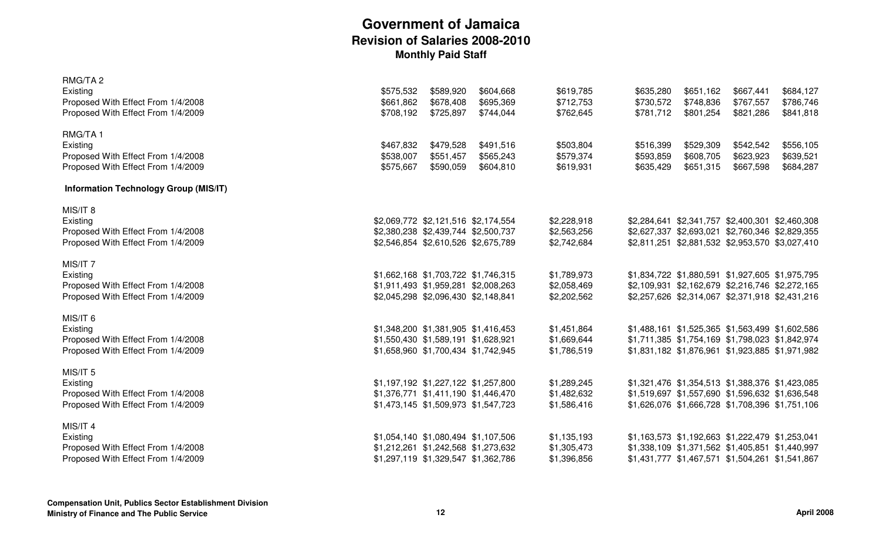# Government of Jamaica
## Revision of Salaries 2008-2010
### Monthly Paid Staff

| | | | | | | | | |
|---|---|---|---|---|---|---|---|---|
| **RMG/TA 2** | | | | | | | | |
| Existing | $575,532 | $589,920 | $604,668 | $619,785 | $635,280 | $651,162 | $667,441 | $684,127 |
| Proposed With Effect From 1/4/2008 | $661,862 | $678,408 | $695,369 | $712,753 | $730,572 | $748,836 | $767,557 | $786,746 |
| Proposed With Effect From 1/4/2009 | $708,192 | $725,897 | $744,044 | $762,645 | $781,712 | $801,254 | $821,286 | $841,818 |
| **RMG/TA 1** | | | | | | | | |
| Existing | $467,832 | $479,528 | $491,516 | $503,804 | $516,399 | $529,309 | $542,542 | $556,105 |
| Proposed With Effect From 1/4/2008 | $538,007 | $551,457 | $565,243 | $579,374 | $593,859 | $608,705 | $623,923 | $639,521 |
| Proposed With Effect From 1/4/2009 | $575,667 | $590,059 | $604,810 | $619,931 | $635,429 | $651,315 | $667,598 | $684,287 |
| **Information Technology Group (MIS/IT)** | | | | | | | | |
| **MIS/IT 8** | | | | | | | | |
| Existing | $2,069,772 | $2,121,516 | $2,174,554 | $2,228,918 | $2,284,641 | $2,341,757 | $2,400,301 | $2,460,308 |
| Proposed With Effect From 1/4/2008 | $2,380,238 | $2,439,744 | $2,500,737 | $2,563,256 | $2,627,337 | $2,693,021 | $2,760,346 | $2,829,355 |
| Proposed With Effect From 1/4/2009 | $2,546,854 | $2,610,526 | $2,675,789 | $2,742,684 | $2,811,251 | $2,881,532 | $2,953,570 | $3,027,410 |
| **MIS/IT 7** | | | | | | | | |
| Existing | $1,662,168 | $1,703,722 | $1,746,315 | $1,789,973 | $1,834,722 | $1,880,591 | $1,927,605 | $1,975,795 |
| Proposed With Effect From 1/4/2008 | $1,911,493 | $1,959,281 | $2,008,263 | $2,058,469 | $2,109,931 | $2,162,679 | $2,216,746 | $2,272,165 |
| Proposed With Effect From 1/4/2009 | $2,045,298 | $2,096,430 | $2,148,841 | $2,202,562 | $2,257,626 | $2,314,067 | $2,371,918 | $2,431,216 |
| **MIS/IT 6** | | | | | | | | |
| Existing | $1,348,200 | $1,381,905 | $1,416,453 | $1,451,864 | $1,488,161 | $1,525,365 | $1,563,499 | $1,602,586 |
| Proposed With Effect From 1/4/2008 | $1,550,430 | $1,589,191 | $1,628,921 | $1,669,644 | $1,711,385 | $1,754,169 | $1,798,023 | $1,842,974 |
| Proposed With Effect From 1/4/2009 | $1,658,960 | $1,700,434 | $1,742,945 | $1,786,519 | $1,831,182 | $1,876,961 | $1,923,885 | $1,971,982 |
| **MIS/IT 5** | | | | | | | | |
| Existing | $1,197,192 | $1,227,122 | $1,257,800 | $1,289,245 | $1,321,476 | $1,354,513 | $1,388,376 | $1,423,085 |
| Proposed With Effect From 1/4/2008 | $1,376,771 | $1,411,190 | $1,446,470 | $1,482,632 | $1,519,697 | $1,557,690 | $1,596,632 | $1,636,548 |
| Proposed With Effect From 1/4/2009 | $1,473,145 | $1,509,973 | $1,547,723 | $1,586,416 | $1,626,076 | $1,666,728 | $1,708,396 | $1,751,106 |
| **MIS/IT 4** | | | | | | | | |
| Existing | $1,054,140 | $1,080,494 | $1,107,506 | $1,135,193 | $1,163,573 | $1,192,663 | $1,222,479 | $1,253,041 |
| Proposed With Effect From 1/4/2008 | $1,212,261 | $1,242,568 | $1,273,632 | $1,305,473 | $1,338,109 | $1,371,562 | $1,405,851 | $1,440,997 |
| Proposed With Effect From 1/4/2009 | $1,297,119 | $1,329,547 | $1,362,786 | $1,396,856 | $1,431,777 | $1,467,571 | $1,504,261 | $1,541,867 |

**Compensation Unit, Publics Sector Establishment Division**
**Ministry of Finance and The Public Service**

**April 2008**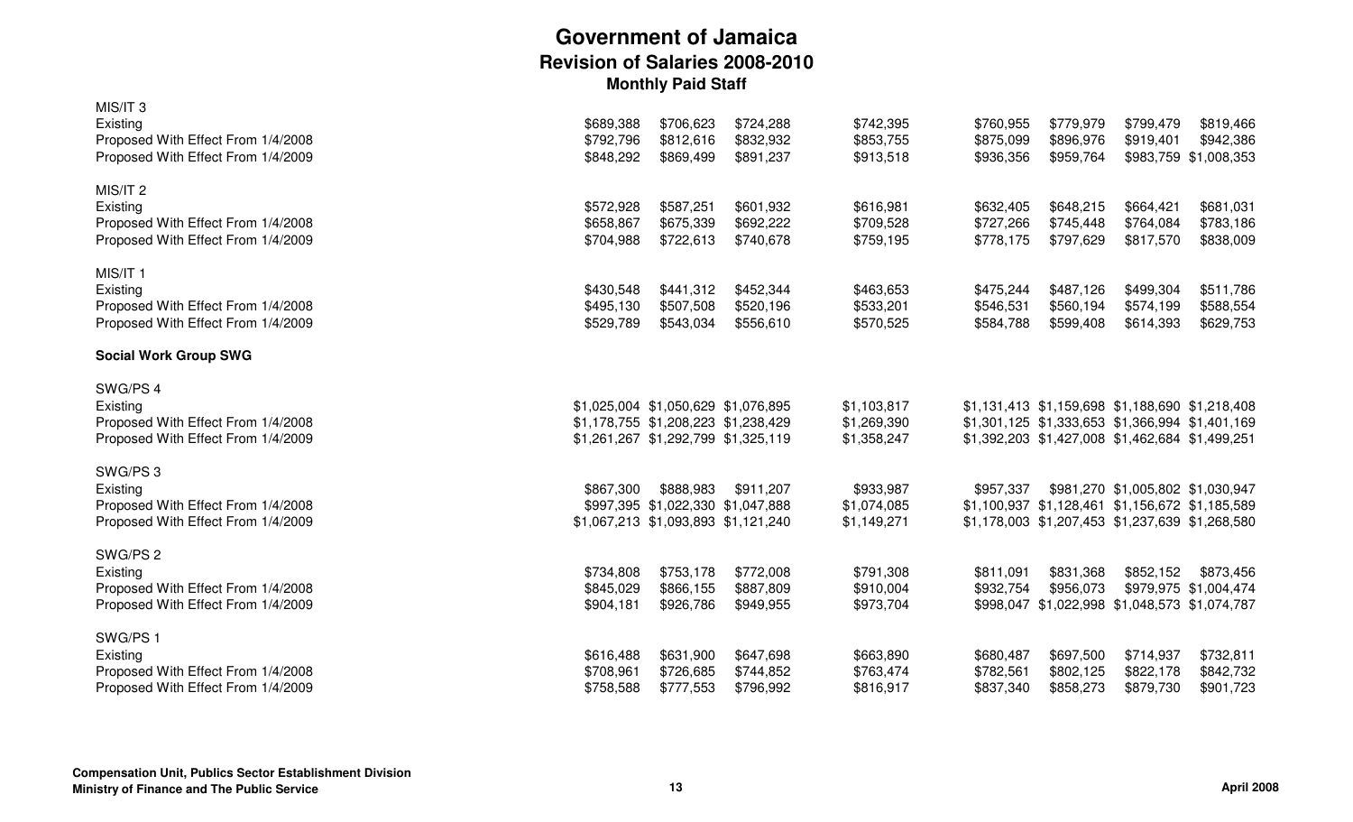# Government of Jamaica
## Revision of Salaries 2008-2010
### Monthly Paid Staff

| | | | | | | | | |
|---|---|---|---|---|---|---|---|---|
| MIS/IT 3 | | | | | | | | |
| Existing | $689,388 | $706,623 | $724,288 | $742,395 | $760,955 | $779,979 | $799,479 | $819,466 |
| Proposed With Effect From 1/4/2008 | $792,796 | $812,616 | $832,932 | $853,755 | $875,099 | $896,976 | $919,401 | $942,386 |
| Proposed With Effect From 1/4/2009 | $848,292 | $869,499 | $891,237 | $913,518 | $936,356 | $959,764 | $983,759 | $1,008,353 |
| MIS/IT 2 | | | | | | | | |
| Existing | $572,928 | $587,251 | $601,932 | $616,981 | $632,405 | $648,215 | $664,421 | $681,031 |
| Proposed With Effect From 1/4/2008 | $658,867 | $675,339 | $692,222 | $709,528 | $727,266 | $745,448 | $764,084 | $783,186 |
| Proposed With Effect From 1/4/2009 | $704,988 | $722,613 | $740,678 | $759,195 | $778,175 | $797,629 | $817,570 | $838,009 |
| MIS/IT 1 | | | | | | | | |
| Existing | $430,548 | $441,312 | $452,344 | $463,653 | $475,244 | $487,126 | $499,304 | $511,786 |
| Proposed With Effect From 1/4/2008 | $495,130 | $507,508 | $520,196 | $533,201 | $546,531 | $560,194 | $574,199 | $588,554 |
| Proposed With Effect From 1/4/2009 | $529,789 | $543,034 | $556,610 | $570,525 | $584,788 | $599,408 | $614,393 | $629,753 |
| **Social Work Group SWG** | | | | | | | | |
| SWG/PS 4 | | | | | | | | |
| Existing | $1,025,004 | $1,050,629 | $1,076,895 | $1,103,817 | $1,131,413 | $1,159,698 | $1,188,690 | $1,218,408 |
| Proposed With Effect From 1/4/2008 | $1,178,755 | $1,208,223 | $1,238,429 | $1,269,390 | $1,301,125 | $1,333,653 | $1,366,994 | $1,401,169 |
| Proposed With Effect From 1/4/2009 | $1,261,267 | $1,292,799 | $1,325,119 | $1,358,247 | $1,392,203 | $1,427,008 | $1,462,684 | $1,499,251 |
| SWG/PS 3 | | | | | | | | |
| Existing | $867,300 | $888,983 | $911,207 | $933,987 | $957,337 | $981,270 | $1,005,802 | $1,030,947 |
| Proposed With Effect From 1/4/2008 | $997,395 | $1,022,330 | $1,047,888 | $1,074,085 | $1,100,937 | $1,128,461 | $1,156,672 | $1,185,589 |
| Proposed With Effect From 1/4/2009 | $1,067,213 | $1,093,893 | $1,121,240 | $1,149,271 | $1,178,003 | $1,207,453 | $1,237,639 | $1,268,580 |
| SWG/PS 2 | | | | | | | | |
| Existing | $734,808 | $753,178 | $772,008 | $791,308 | $811,091 | $831,368 | $852,152 | $873,456 |
| Proposed With Effect From 1/4/2008 | $845,029 | $866,155 | $887,809 | $910,004 | $932,754 | $956,073 | $979,975 | $1,004,474 |
| Proposed With Effect From 1/4/2009 | $904,181 | $926,786 | $949,955 | $973,704 | $998,047 | $1,022,998 | $1,048,573 | $1,074,787 |
| SWG/PS 1 | | | | | | | | |
| Existing | $616,488 | $631,900 | $647,698 | $663,890 | $680,487 | $697,500 | $714,937 | $732,811 |
| Proposed With Effect From 1/4/2008 | $708,961 | $726,685 | $744,852 | $763,474 | $782,561 | $802,125 | $822,178 | $842,732 |
| Proposed With Effect From 1/4/2009 | $758,588 | $777,553 | $796,992 | $816,917 | $837,340 | $858,273 | $879,730 | $901,723 |

**Compensation Unit, Publics Sector Establishment Division**
**Ministry of Finance and The Public Service**

**April 2008**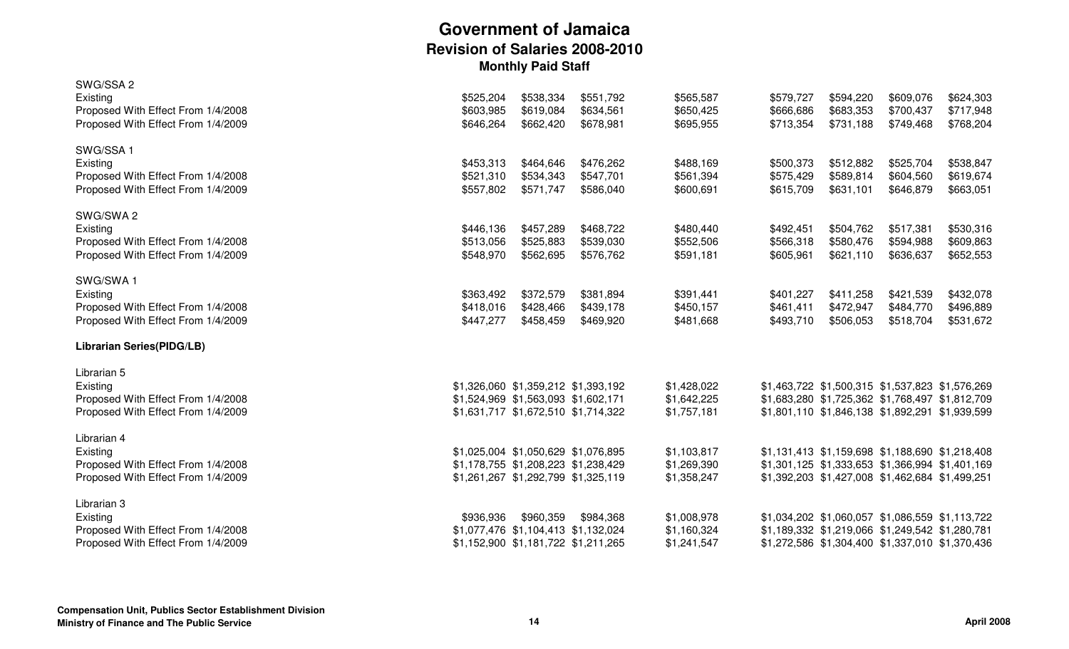# Government of Jamaica
## Revision of Salaries 2008-2010
### Monthly Paid Staff

| | | | | | | | | |
|---|---|---|---|---|---|---|---|---|
| SWG/SSA 2 | | | | | | | | |
| Existing | $525,204 | $538,334 | $551,792 | $565,587 | $579,727 | $594,220 | $609,076 | $624,303 |
| Proposed With Effect From 1/4/2008 | $603,985 | $619,084 | $634,561 | $650,425 | $666,686 | $683,353 | $700,437 | $717,948 |
| Proposed With Effect From 1/4/2009 | $646,264 | $662,420 | $678,981 | $695,955 | $713,354 | $731,188 | $749,468 | $768,204 |
| SWG/SSA 1 | | | | | | | | |
| Existing | $453,313 | $464,646 | $476,262 | $488,169 | $500,373 | $512,882 | $525,704 | $538,847 |
| Proposed With Effect From 1/4/2008 | $521,310 | $534,343 | $547,701 | $561,394 | $575,429 | $589,814 | $604,560 | $619,674 |
| Proposed With Effect From 1/4/2009 | $557,802 | $571,747 | $586,040 | $600,691 | $615,709 | $631,101 | $646,879 | $663,051 |
| SWG/SWA 2 | | | | | | | | |
| Existing | $446,136 | $457,289 | $468,722 | $480,440 | $492,451 | $504,762 | $517,381 | $530,316 |
| Proposed With Effect From 1/4/2008 | $513,056 | $525,883 | $539,030 | $552,506 | $566,318 | $580,476 | $594,988 | $609,863 |
| Proposed With Effect From 1/4/2009 | $548,970 | $562,695 | $576,762 | $591,181 | $605,961 | $621,110 | $636,637 | $652,553 |
| SWG/SWA 1 | | | | | | | | |
| Existing | $363,492 | $372,579 | $381,894 | $391,441 | $401,227 | $411,258 | $421,539 | $432,078 |
| Proposed With Effect From 1/4/2008 | $418,016 | $428,466 | $439,178 | $450,157 | $461,411 | $472,947 | $484,770 | $496,889 |
| Proposed With Effect From 1/4/2009 | $447,277 | $458,459 | $469,920 | $481,668 | $493,710 | $506,053 | $518,704 | $531,672 |
| **Librarian Series(PIDG/LB)** | | | | | | | | |
| Librarian 5 | | | | | | | | |
| Existing | $1,326,060 | $1,359,212 | $1,393,192 | $1,428,022 | $1,463,722 | $1,500,315 | $1,537,823 | $1,576,269 |
| Proposed With Effect From 1/4/2008 | $1,524,969 | $1,563,093 | $1,602,171 | $1,642,225 | $1,683,280 | $1,725,362 | $1,768,497 | $1,812,709 |
| Proposed With Effect From 1/4/2009 | $1,631,717 | $1,672,510 | $1,714,322 | $1,757,181 | $1,801,110 | $1,846,138 | $1,892,291 | $1,939,599 |
| Librarian 4 | | | | | | | | |
| Existing | $1,025,004 | $1,050,629 | $1,076,895 | $1,103,817 | $1,131,413 | $1,159,698 | $1,188,690 | $1,218,408 |
| Proposed With Effect From 1/4/2008 | $1,178,755 | $1,208,223 | $1,238,429 | $1,269,390 | $1,301,125 | $1,333,653 | $1,366,994 | $1,401,169 |
| Proposed With Effect From 1/4/2009 | $1,261,267 | $1,292,799 | $1,325,119 | $1,358,247 | $1,392,203 | $1,427,008 | $1,462,684 | $1,499,251 |
| Librarian 3 | | | | | | | | |
| Existing | $936,936 | $960,359 | $984,368 | $1,008,978 | $1,034,202 | $1,060,057 | $1,086,559 | $1,113,722 |
| Proposed With Effect From 1/4/2008 | $1,077,476 | $1,104,413 | $1,132,024 | $1,160,324 | $1,189,332 | $1,219,066 | $1,249,542 | $1,280,781 |
| Proposed With Effect From 1/4/2009 | $1,152,900 | $1,181,722 | $1,211,265 | $1,241,547 | $1,272,586 | $1,304,400 | $1,337,010 | $1,370,436 |

**Compensation Unit, Publics Sector Establishment Division**
**Ministry of Finance and The Public Service**

**April 2008**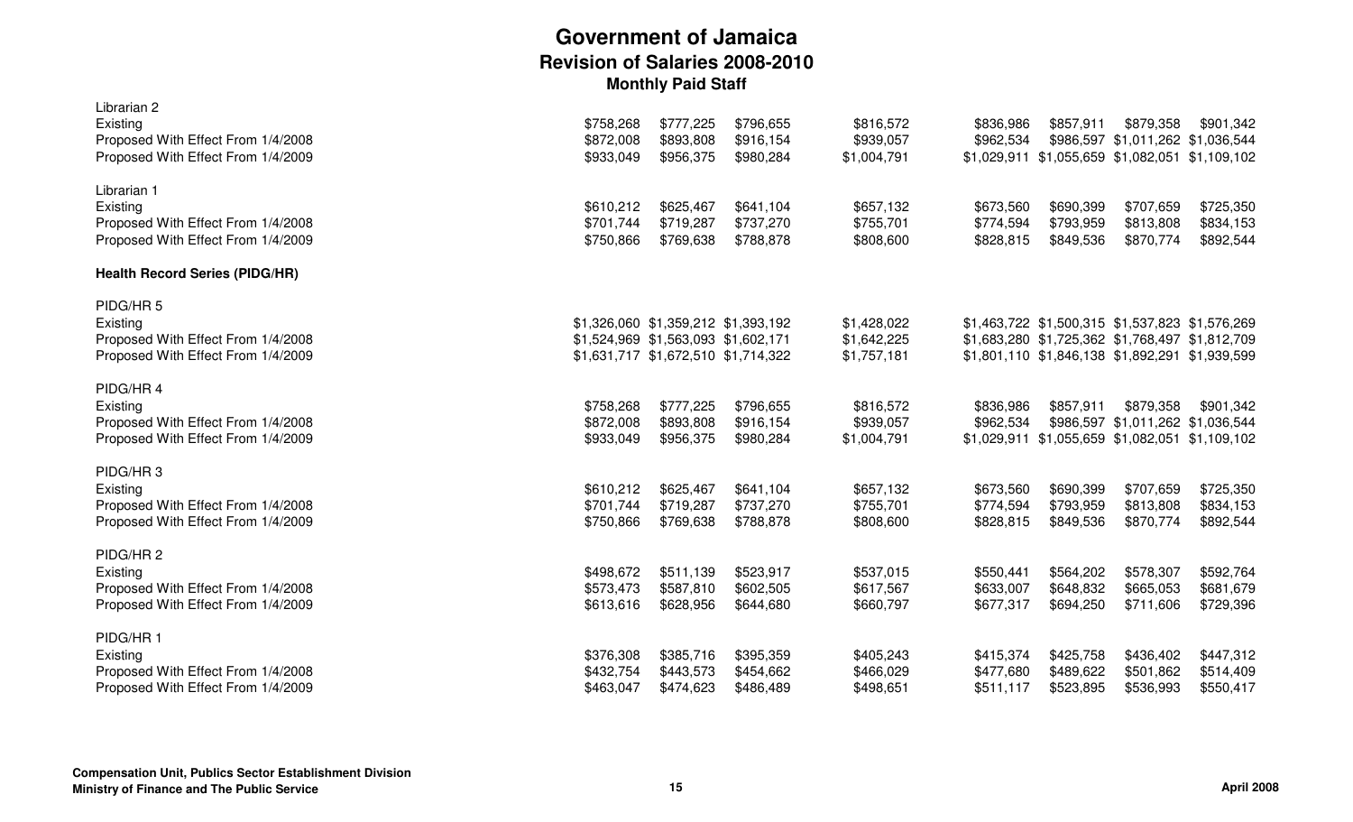# Government of Jamaica

## Revision of Salaries 2008-2010

### Monthly Paid Staff

| | | | | | | | | |
|---|---|---|---|---|---|---|---|---|
| **Librarian 2** | | | | | | | | |
| Existing | $758,268 | $777,225 | $796,655 | $816,572 | $836,986 | $857,911 | $879,358 | $901,342 |
| Proposed With Effect From 1/4/2008 | $872,008 | $893,808 | $916,154 | $939,057 | $962,534 | $986,597 | $1,011,262 | $1,036,544 |
| Proposed With Effect From 1/4/2009 | $933,049 | $956,375 | $980,284 | $1,004,791 | $1,029,911 | $1,055,659 | $1,082,051 | $1,109,102 |
| **Librarian 1** | | | | | | | | |
| Existing | $610,212 | $625,467 | $641,104 | $657,132 | $673,560 | $690,399 | $707,659 | $725,350 |
| Proposed With Effect From 1/4/2008 | $701,744 | $719,287 | $737,270 | $755,701 | $774,594 | $793,959 | $813,808 | $834,153 |
| Proposed With Effect From 1/4/2009 | $750,866 | $769,638 | $788,878 | $808,600 | $828,815 | $849,536 | $870,774 | $892,544 |
| **Health Record Series (PIDG/HR)** | | | | | | | | |
| **PIDG/HR 5** | | | | | | | | |
| Existing | $1,326,060 | $1,359,212 | $1,393,192 | $1,428,022 | $1,463,722 | $1,500,315 | $1,537,823 | $1,576,269 |
| Proposed With Effect From 1/4/2008 | $1,524,969 | $1,563,093 | $1,602,171 | $1,642,225 | $1,683,280 | $1,725,362 | $1,768,497 | $1,812,709 |
| Proposed With Effect From 1/4/2009 | $1,631,717 | $1,672,510 | $1,714,322 | $1,757,181 | $1,801,110 | $1,846,138 | $1,892,291 | $1,939,599 |
| **PIDG/HR 4** | | | | | | | | |
| Existing | $758,268 | $777,225 | $796,655 | $816,572 | $836,986 | $857,911 | $879,358 | $901,342 |
| Proposed With Effect From 1/4/2008 | $872,008 | $893,808 | $916,154 | $939,057 | $962,534 | $986,597 | $1,011,262 | $1,036,544 |
| Proposed With Effect From 1/4/2009 | $933,049 | $956,375 | $980,284 | $1,004,791 | $1,029,911 | $1,055,659 | $1,082,051 | $1,109,102 |
| **PIDG/HR 3** | | | | | | | | |
| Existing | $610,212 | $625,467 | $641,104 | $657,132 | $673,560 | $690,399 | $707,659 | $725,350 |
| Proposed With Effect From 1/4/2008 | $701,744 | $719,287 | $737,270 | $755,701 | $774,594 | $793,959 | $813,808 | $834,153 |
| Proposed With Effect From 1/4/2009 | $750,866 | $769,638 | $788,878 | $808,600 | $828,815 | $849,536 | $870,774 | $892,544 |
| **PIDG/HR 2** | | | | | | | | |
| Existing | $498,672 | $511,139 | $523,917 | $537,015 | $550,441 | $564,202 | $578,307 | $592,764 |
| Proposed With Effect From 1/4/2008 | $573,473 | $587,810 | $602,505 | $617,567 | $633,007 | $648,832 | $665,053 | $681,679 |
| Proposed With Effect From 1/4/2009 | $613,616 | $628,956 | $644,680 | $660,797 | $677,317 | $694,250 | $711,606 | $729,396 |
| **PIDG/HR 1** | | | | | | | | |
| Existing | $376,308 | $385,716 | $395,359 | $405,243 | $415,374 | $425,758 | $436,402 | $447,312 |
| Proposed With Effect From 1/4/2008 | $432,754 | $443,573 | $454,662 | $466,029 | $477,680 | $489,622 | $501,862 | $514,409 |
| Proposed With Effect From 1/4/2009 | $463,047 | $474,623 | $486,489 | $498,651 | $511,117 | $523,895 | $536,993 | $550,417 |

**Compensation Unit, Publics Sector Establishment Division**
**Ministry of Finance and The Public Service**

**April 2008**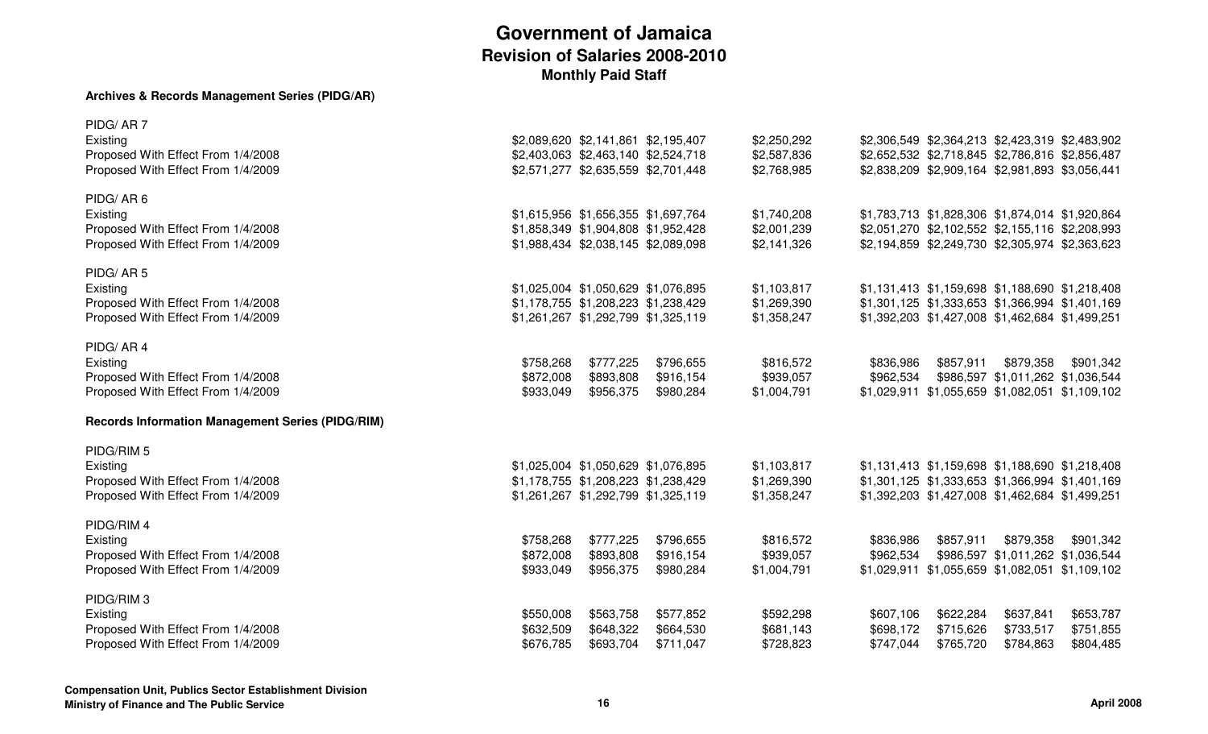# Government of Jamaica

## Revision of Salaries 2008-2010

### Monthly Paid Staff

**Archives & Records Management Series (PIDG/AR)**

| | | | | | | | | |
|---|---|---|---|---|---|---|---|---|
| **PIDG/ AR 7** | | | | | | | | |
| Existing | $2,089,620 | $2,141,861 | $2,195,407 | $2,250,292 | $2,306,549 | $2,364,213 | $2,423,319 | $2,483,902 |
| Proposed With Effect From 1/4/2008 | $2,403,063 | $2,463,140 | $2,524,718 | $2,587,836 | $2,652,532 | $2,718,845 | $2,786,816 | $2,856,487 |
| Proposed With Effect From 1/4/2009 | $2,571,277 | $2,635,559 | $2,701,448 | $2,768,985 | $2,838,209 | $2,909,164 | $2,981,893 | $3,056,441 |
| **PIDG/ AR 6** | | | | | | | | |
| Existing | $1,615,956 | $1,656,355 | $1,697,764 | $1,740,208 | $1,783,713 | $1,828,306 | $1,874,014 | $1,920,864 |
| Proposed With Effect From 1/4/2008 | $1,858,349 | $1,904,808 | $1,952,428 | $2,001,239 | $2,051,270 | $2,102,552 | $2,155,116 | $2,208,993 |
| Proposed With Effect From 1/4/2009 | $1,988,434 | $2,038,145 | $2,089,098 | $2,141,326 | $2,194,859 | $2,249,730 | $2,305,974 | $2,363,623 |
| **PIDG/ AR 5** | | | | | | | | |
| Existing | $1,025,004 | $1,050,629 | $1,076,895 | $1,103,817 | $1,131,413 | $1,159,698 | $1,188,690 | $1,218,408 |
| Proposed With Effect From 1/4/2008 | $1,178,755 | $1,208,223 | $1,238,429 | $1,269,390 | $1,301,125 | $1,333,653 | $1,366,994 | $1,401,169 |
| Proposed With Effect From 1/4/2009 | $1,261,267 | $1,292,799 | $1,325,119 | $1,358,247 | $1,392,203 | $1,427,008 | $1,462,684 | $1,499,251 |
| **PIDG/ AR 4** | | | | | | | | |
| Existing | $758,268 | $777,225 | $796,655 | $816,572 | $836,986 | $857,911 | $879,358 | $901,342 |
| Proposed With Effect From 1/4/2008 | $872,008 | $893,808 | $916,154 | $939,057 | $962,534 | $986,597 | $1,011,262 | $1,036,544 |
| Proposed With Effect From 1/4/2009 | $933,049 | $956,375 | $980,284 | $1,004,791 | $1,029,911 | $1,055,659 | $1,082,051 | $1,109,102 |

**Records Information Management Series (PIDG/RIM)**

| | | | | | | | | |
|---|---|---|---|---|---|---|---|---|
| **PIDG/RIM 5** | | | | | | | | |
| Existing | $1,025,004 | $1,050,629 | $1,076,895 | $1,103,817 | $1,131,413 | $1,159,698 | $1,188,690 | $1,218,408 |
| Proposed With Effect From 1/4/2008 | $1,178,755 | $1,208,223 | $1,238,429 | $1,269,390 | $1,301,125 | $1,333,653 | $1,366,994 | $1,401,169 |
| Proposed With Effect From 1/4/2009 | $1,261,267 | $1,292,799 | $1,325,119 | $1,358,247 | $1,392,203 | $1,427,008 | $1,462,684 | $1,499,251 |
| **PIDG/RIM 4** | | | | | | | | |
| Existing | $758,268 | $777,225 | $796,655 | $816,572 | $836,986 | $857,911 | $879,358 | $901,342 |
| Proposed With Effect From 1/4/2008 | $872,008 | $893,808 | $916,154 | $939,057 | $962,534 | $986,597 | $1,011,262 | $1,036,544 |
| Proposed With Effect From 1/4/2009 | $933,049 | $956,375 | $980,284 | $1,004,791 | $1,029,911 | $1,055,659 | $1,082,051 | $1,109,102 |
| **PIDG/RIM 3** | | | | | | | | |
| Existing | $550,008 | $563,758 | $577,852 | $592,298 | $607,106 | $622,284 | $637,841 | $653,787 |
| Proposed With Effect From 1/4/2008 | $632,509 | $648,322 | $664,530 | $681,143 | $698,172 | $715,626 | $733,517 | $751,855 |
| Proposed With Effect From 1/4/2009 | $676,785 | $693,704 | $711,047 | $728,823 | $747,044 | $765,720 | $784,863 | $804,485 |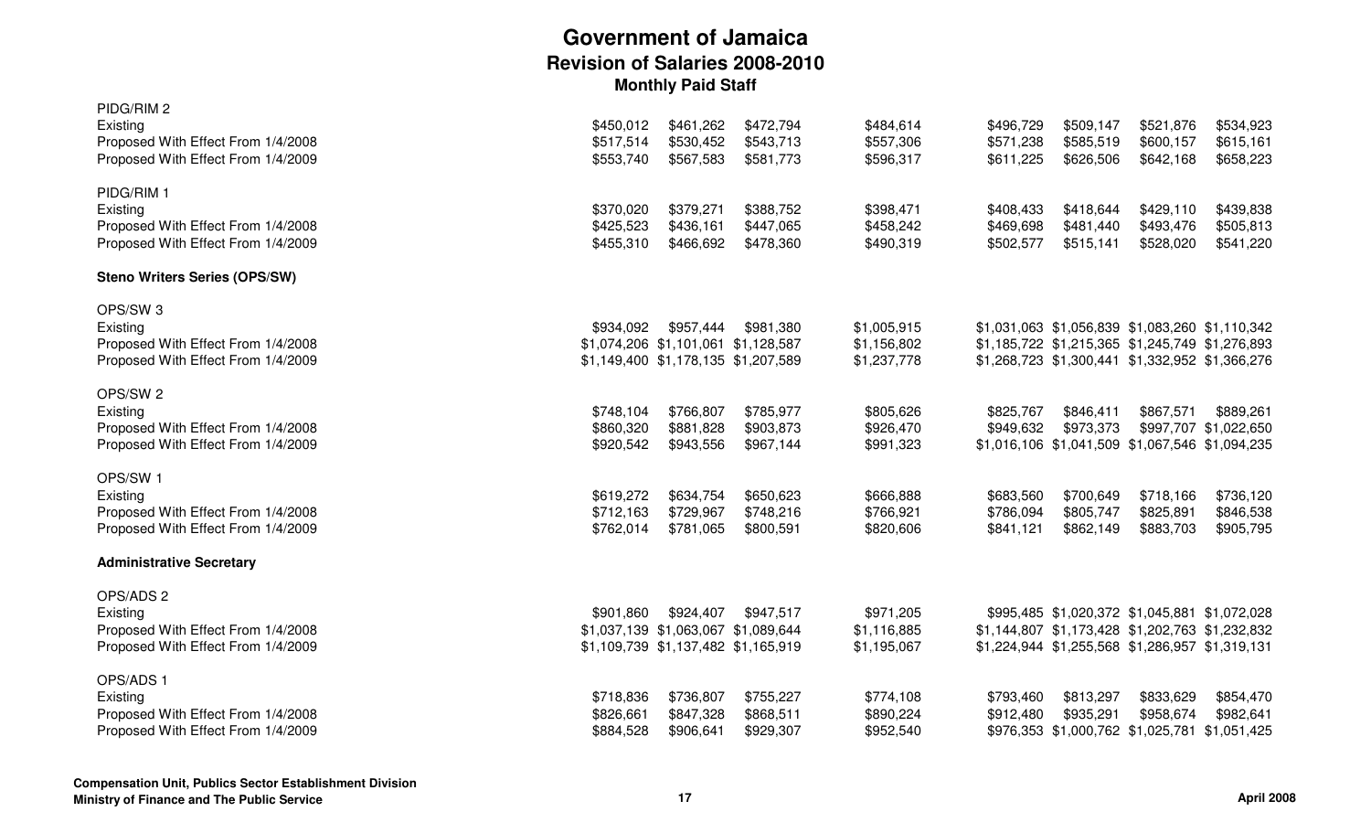# Government of Jamaica

## Revision of Salaries 2008-2010

### Monthly Paid Staff

| | | | | | | | | |
|---|---|---|---|---|---|---|---|---|
| **PIDG/RIM 2** | | | | | | | | |
| Existing | $450,012 | $461,262 | $472,794 | $484,614 | $496,729 | $509,147 | $521,876 | $534,923 |
| Proposed With Effect From 1/4/2008 | $517,514 | $530,452 | $543,713 | $557,306 | $571,238 | $585,519 | $600,157 | $615,161 |
| Proposed With Effect From 1/4/2009 | $553,740 | $567,583 | $581,773 | $596,317 | $611,225 | $626,506 | $642,168 | $658,223 |
| **PIDG/RIM 1** | | | | | | | | |
| Existing | $370,020 | $379,271 | $388,752 | $398,471 | $408,433 | $418,644 | $429,110 | $439,838 |
| Proposed With Effect From 1/4/2008 | $425,523 | $436,161 | $447,065 | $458,242 | $469,698 | $481,440 | $493,476 | $505,813 |
| Proposed With Effect From 1/4/2009 | $455,310 | $466,692 | $478,360 | $490,319 | $502,577 | $515,141 | $528,020 | $541,220 |
| **Steno Writers Series (OPS/SW)** | | | | | | | | |
| **OPS/SW 3** | | | | | | | | |
| Existing | $934,092 | $957,444 | $981,380 | $1,005,915 | $1,031,063 | $1,056,839 | $1,083,260 | $1,110,342 |
| Proposed With Effect From 1/4/2008 | $1,074,206 | $1,101,061 | $1,128,587 | $1,156,802 | $1,185,722 | $1,215,365 | $1,245,749 | $1,276,893 |
| Proposed With Effect From 1/4/2009 | $1,149,400 | $1,178,135 | $1,207,589 | $1,237,778 | $1,268,723 | $1,300,441 | $1,332,952 | $1,366,276 |
| **OPS/SW 2** | | | | | | | | |
| Existing | $748,104 | $766,807 | $785,977 | $805,626 | $825,767 | $846,411 | $867,571 | $889,261 |
| Proposed With Effect From 1/4/2008 | $860,320 | $881,828 | $903,873 | $926,470 | $949,632 | $973,373 | $997,707 | $1,022,650 |
| Proposed With Effect From 1/4/2009 | $920,542 | $943,556 | $967,144 | $991,323 | $1,016,106 | $1,041,509 | $1,067,546 | $1,094,235 |
| **OPS/SW 1** | | | | | | | | |
| Existing | $619,272 | $634,754 | $650,623 | $666,888 | $683,560 | $700,649 | $718,166 | $736,120 |
| Proposed With Effect From 1/4/2008 | $712,163 | $729,967 | $748,216 | $766,921 | $786,094 | $805,747 | $825,891 | $846,538 |
| Proposed With Effect From 1/4/2009 | $762,014 | $781,065 | $800,591 | $820,606 | $841,121 | $862,149 | $883,703 | $905,795 |
| **Administrative Secretary** | | | | | | | | |
| **OPS/ADS 2** | | | | | | | | |
| Existing | $901,860 | $924,407 | $947,517 | $971,205 | $995,485 | $1,020,372 | $1,045,881 | $1,072,028 |
| Proposed With Effect From 1/4/2008 | $1,037,139 | $1,063,067 | $1,089,644 | $1,116,885 | $1,144,807 | $1,173,428 | $1,202,763 | $1,232,832 |
| Proposed With Effect From 1/4/2009 | $1,109,739 | $1,137,482 | $1,165,919 | $1,195,067 | $1,224,944 | $1,255,568 | $1,286,957 | $1,319,131 |
| **OPS/ADS 1** | | | | | | | | |
| Existing | $718,836 | $736,807 | $755,227 | $774,108 | $793,460 | $813,297 | $833,629 | $854,470 |
| Proposed With Effect From 1/4/2008 | $826,661 | $847,328 | $868,511 | $890,224 | $912,480 | $935,291 | $958,674 | $982,641 |
| Proposed With Effect From 1/4/2009 | $884,528 | $906,641 | $929,307 | $952,540 | $976,353 | $1,000,762 | $1,025,781 | $1,051,425 |

**Compensation Unit, Publics Sector Establishment Division**
**Ministry of Finance and The Public Service**

**April 2008**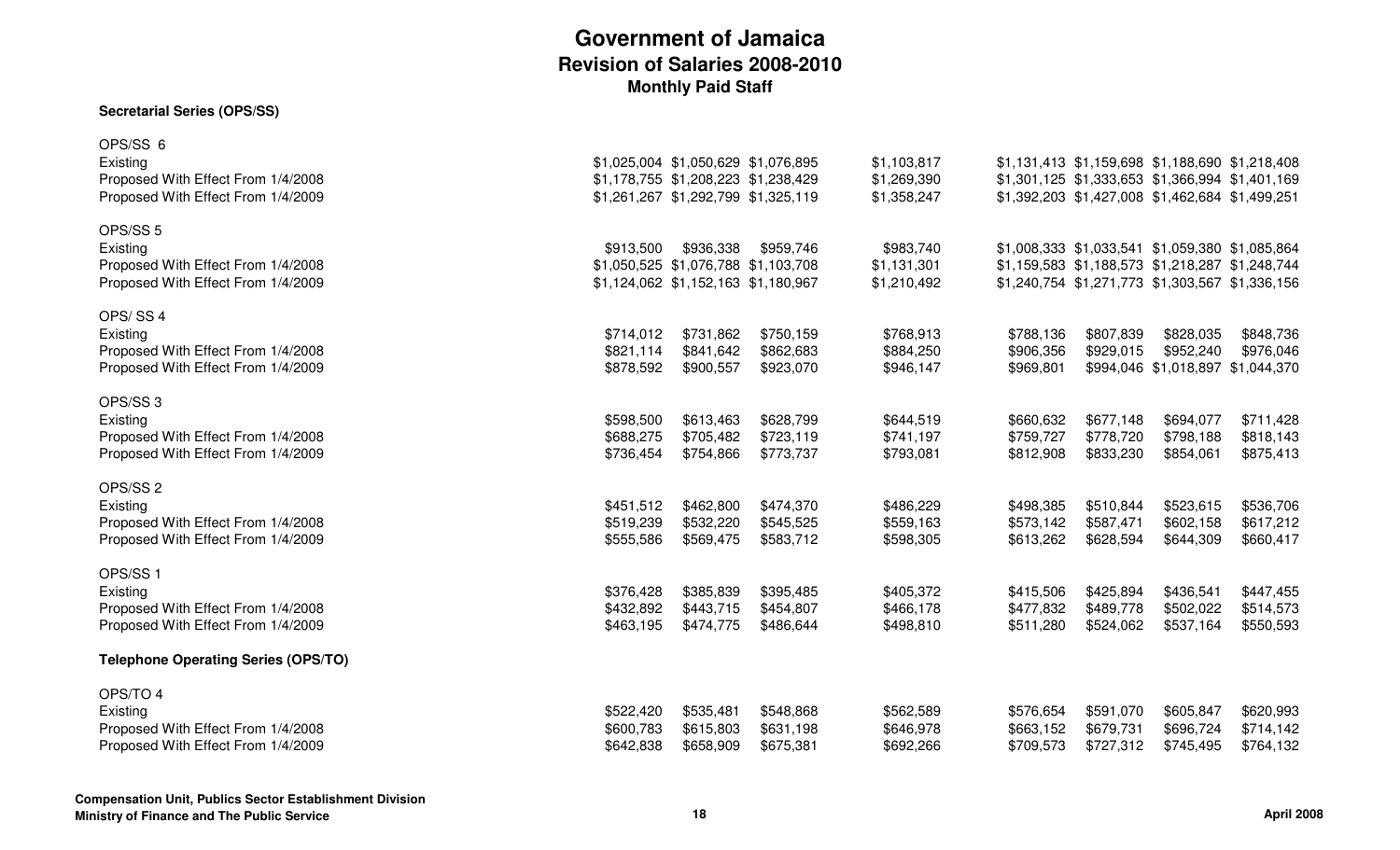# Government of Jamaica
## Revision of Salaries 2008-2010
### Monthly Paid Staff

**Secretarial Series (OPS/SS)**

| | | | | | | | | |
|---|---|---|---|---|---|---|---|---|
| **OPS/SS 6** | | | | | | | | |
| Existing | $1,025,004 | $1,050,629 | $1,076,895 | $1,103,817 | $1,131,413 | $1,159,698 | $1,188,690 | $1,218,408 |
| Proposed With Effect From 1/4/2008 | $1,178,755 | $1,208,223 | $1,238,429 | $1,269,390 | $1,301,125 | $1,333,653 | $1,366,994 | $1,401,169 |
| Proposed With Effect From 1/4/2009 | $1,261,267 | $1,292,799 | $1,325,119 | $1,358,247 | $1,392,203 | $1,427,008 | $1,462,684 | $1,499,251 |
| **OPS/SS 5** | | | | | | | | |
| Existing | $913,500 | $936,338 | $959,746 | $983,740 | $1,008,333 | $1,033,541 | $1,059,380 | $1,085,864 |
| Proposed With Effect From 1/4/2008 | $1,050,525 | $1,076,788 | $1,103,708 | $1,131,301 | $1,159,583 | $1,188,573 | $1,218,287 | $1,248,744 |
| Proposed With Effect From 1/4/2009 | $1,124,062 | $1,152,163 | $1,180,967 | $1,210,492 | $1,240,754 | $1,271,773 | $1,303,567 | $1,336,156 |
| **OPS/ SS 4** | | | | | | | | |
| Existing | $714,012 | $731,862 | $750,159 | $768,913 | $788,136 | $807,839 | $828,035 | $848,736 |
| Proposed With Effect From 1/4/2008 | $821,114 | $841,642 | $862,683 | $884,250 | $906,356 | $929,015 | $952,240 | $976,046 |
| Proposed With Effect From 1/4/2009 | $878,592 | $900,557 | $923,070 | $946,147 | $969,801 | $994,046 | $1,018,897 | $1,044,370 |
| **OPS/SS 3** | | | | | | | | |
| Existing | $598,500 | $613,463 | $628,799 | $644,519 | $660,632 | $677,148 | $694,077 | $711,428 |
| Proposed With Effect From 1/4/2008 | $688,275 | $705,482 | $723,119 | $741,197 | $759,727 | $778,720 | $798,188 | $818,143 |
| Proposed With Effect From 1/4/2009 | $736,454 | $754,866 | $773,737 | $793,081 | $812,908 | $833,230 | $854,061 | $875,413 |
| **OPS/SS 2** | | | | | | | | |
| Existing | $451,512 | $462,800 | $474,370 | $486,229 | $498,385 | $510,844 | $523,615 | $536,706 |
| Proposed With Effect From 1/4/2008 | $519,239 | $532,220 | $545,525 | $559,163 | $573,142 | $587,471 | $602,158 | $617,212 |
| Proposed With Effect From 1/4/2009 | $555,586 | $569,475 | $583,712 | $598,305 | $613,262 | $628,594 | $644,309 | $660,417 |
| **OPS/SS 1** | | | | | | | | |
| Existing | $376,428 | $385,839 | $395,485 | $405,372 | $415,506 | $425,894 | $436,541 | $447,455 |
| Proposed With Effect From 1/4/2008 | $432,892 | $443,715 | $454,807 | $466,178 | $477,832 | $489,778 | $502,022 | $514,573 |
| Proposed With Effect From 1/4/2009 | $463,195 | $474,775 | $486,644 | $498,810 | $511,280 | $524,062 | $537,164 | $550,593 |

**Telephone Operating Series (OPS/TO)**

| | | | | | | | | |
|---|---|---|---|---|---|---|---|---|
| **OPS/TO 4** | | | | | | | | |
| Existing | $522,420 | $535,481 | $548,868 | $562,589 | $576,654 | $591,070 | $605,847 | $620,993 |
| Proposed With Effect From 1/4/2008 | $600,783 | $615,803 | $631,198 | $646,978 | $663,152 | $679,731 | $696,724 | $714,142 |
| Proposed With Effect From 1/4/2009 | $642,838 | $658,909 | $675,381 | $692,266 | $709,573 | $727,312 | $745,495 | $764,132 |

Compensation Unit, Publics Sector Establishment Division
Ministry of Finance and The Public Service

April 2008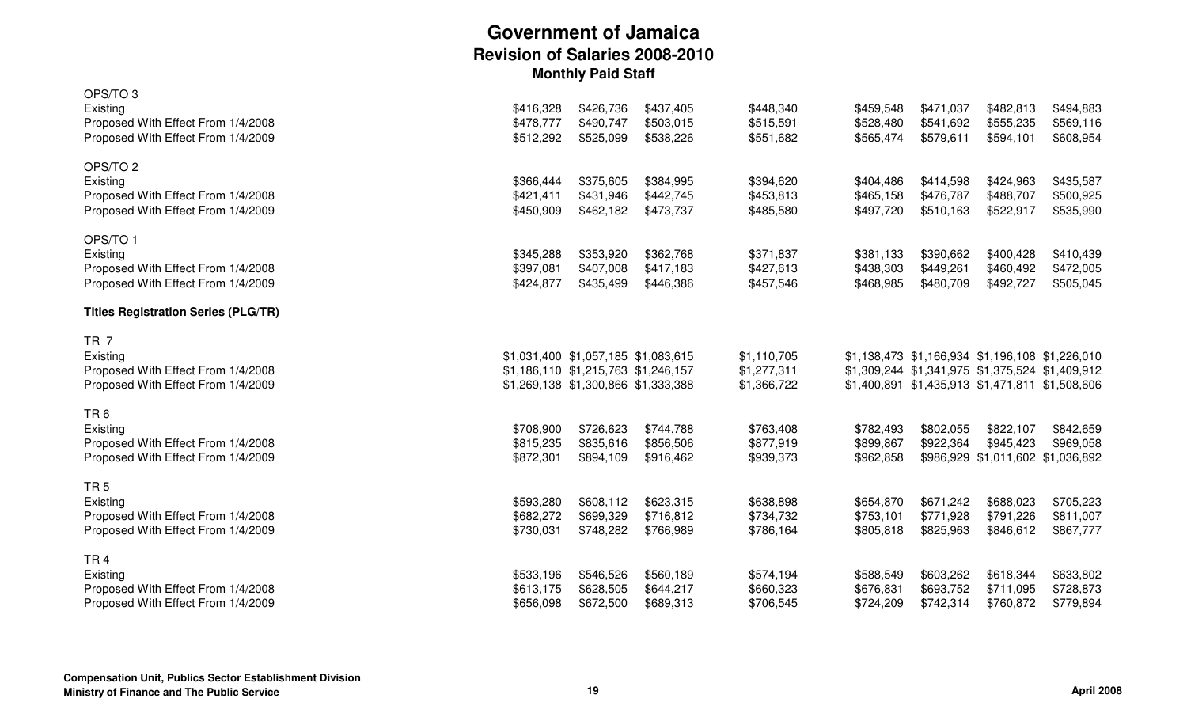# Government of Jamaica
## Revision of Salaries 2008-2010
### Monthly Paid Staff

| | | | | | | | | |
|---|---|---|---|---|---|---|---|---|
| OPS/TO 3 | | | | | | | | |
| Existing | $416,328 | $426,736 | $437,405 | $448,340 | $459,548 | $471,037 | $482,813 | $494,883 |
| Proposed With Effect From 1/4/2008 | $478,777 | $490,747 | $503,015 | $515,591 | $528,480 | $541,692 | $555,235 | $569,116 |
| Proposed With Effect From 1/4/2009 | $512,292 | $525,099 | $538,226 | $551,682 | $565,474 | $579,611 | $594,101 | $608,954 |
| OPS/TO 2 | | | | | | | | |
| Existing | $366,444 | $375,605 | $384,995 | $394,620 | $404,486 | $414,598 | $424,963 | $435,587 |
| Proposed With Effect From 1/4/2008 | $421,411 | $431,946 | $442,745 | $453,813 | $465,158 | $476,787 | $488,707 | $500,925 |
| Proposed With Effect From 1/4/2009 | $450,909 | $462,182 | $473,737 | $485,580 | $497,720 | $510,163 | $522,917 | $535,990 |
| OPS/TO 1 | | | | | | | | |
| Existing | $345,288 | $353,920 | $362,768 | $371,837 | $381,133 | $390,662 | $400,428 | $410,439 |
| Proposed With Effect From 1/4/2008 | $397,081 | $407,008 | $417,183 | $427,613 | $438,303 | $449,261 | $460,492 | $472,005 |
| Proposed With Effect From 1/4/2009 | $424,877 | $435,499 | $446,386 | $457,546 | $468,985 | $480,709 | $492,727 | $505,045 |
| **Titles Registration Series (PLG/TR)** | | | | | | | | |
| TR 7 | | | | | | | | |
| Existing | $1,031,400 | $1,057,185 | $1,083,615 | $1,110,705 | $1,138,473 | $1,166,934 | $1,196,108 | $1,226,010 |
| Proposed With Effect From 1/4/2008 | $1,186,110 | $1,215,763 | $1,246,157 | $1,277,311 | $1,309,244 | $1,341,975 | $1,375,524 | $1,409,912 |
| Proposed With Effect From 1/4/2009 | $1,269,138 | $1,300,866 | $1,333,388 | $1,366,722 | $1,400,891 | $1,435,913 | $1,471,811 | $1,508,606 |
| TR 6 | | | | | | | | |
| Existing | $708,900 | $726,623 | $744,788 | $763,408 | $782,493 | $802,055 | $822,107 | $842,659 |
| Proposed With Effect From 1/4/2008 | $815,235 | $835,616 | $856,506 | $877,919 | $899,867 | $922,364 | $945,423 | $969,058 |
| Proposed With Effect From 1/4/2009 | $872,301 | $894,109 | $916,462 | $939,373 | $962,858 | $986,929 | $1,011,602 | $1,036,892 |
| TR 5 | | | | | | | | |
| Existing | $593,280 | $608,112 | $623,315 | $638,898 | $654,870 | $671,242 | $688,023 | $705,223 |
| Proposed With Effect From 1/4/2008 | $682,272 | $699,329 | $716,812 | $734,732 | $753,101 | $771,928 | $791,226 | $811,007 |
| Proposed With Effect From 1/4/2009 | $730,031 | $748,282 | $766,989 | $786,164 | $805,818 | $825,963 | $846,612 | $867,777 |
| TR 4 | | | | | | | | |
| Existing | $533,196 | $546,526 | $560,189 | $574,194 | $588,549 | $603,262 | $618,344 | $633,802 |
| Proposed With Effect From 1/4/2008 | $613,175 | $628,505 | $644,217 | $660,323 | $676,831 | $693,752 | $711,095 | $728,873 |
| Proposed With Effect From 1/4/2009 | $656,098 | $672,500 | $689,313 | $706,545 | $724,209 | $742,314 | $760,872 | $779,894 |

**Compensation Unit, Publics Sector Establishment Division**
**Ministry of Finance and The Public Service**

**April 2008**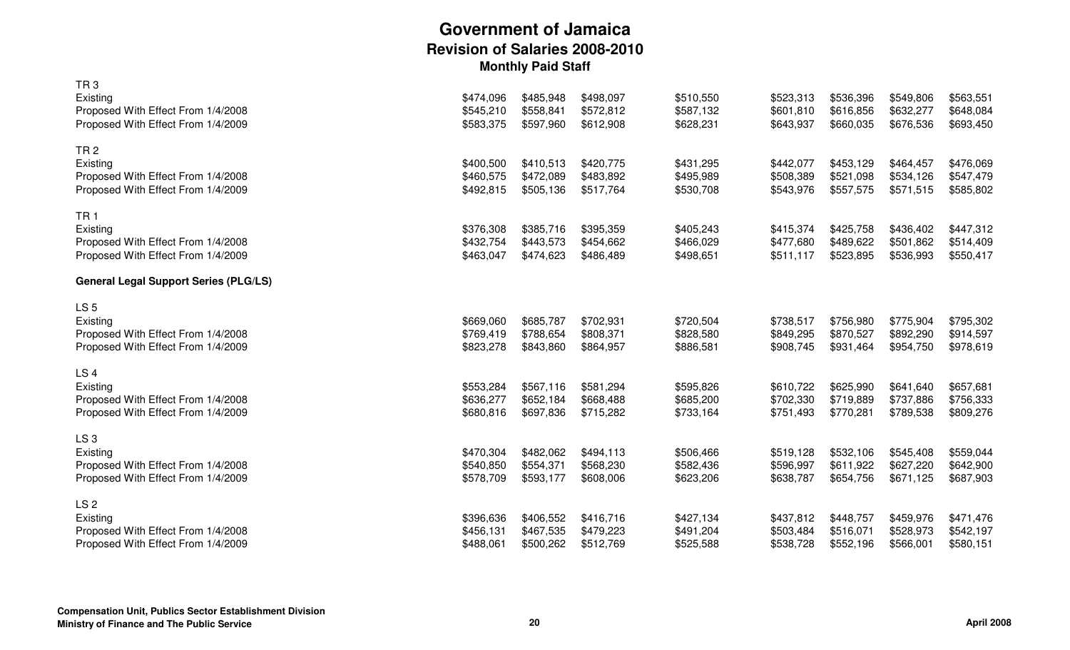# Government of Jamaica
## Revision of Salaries 2008-2010
### Monthly Paid Staff

| | | | | | | | | |
|---|---|---|---|---|---|---|---|---|
| **TR 3** | | | | | | | | |
| Existing | $474,096 | $485,948 | $498,097 | $510,550 | $523,313 | $536,396 | $549,806 | $563,551 |
| Proposed With Effect From 1/4/2008 | $545,210 | $558,841 | $572,812 | $587,132 | $601,810 | $616,856 | $632,277 | $648,084 |
| Proposed With Effect From 1/4/2009 | $583,375 | $597,960 | $612,908 | $628,231 | $643,937 | $660,035 | $676,536 | $693,450 |
| **TR 2** | | | | | | | | |
| Existing | $400,500 | $410,513 | $420,775 | $431,295 | $442,077 | $453,129 | $464,457 | $476,069 |
| Proposed With Effect From 1/4/2008 | $460,575 | $472,089 | $483,892 | $495,989 | $508,389 | $521,098 | $534,126 | $547,479 |
| Proposed With Effect From 1/4/2009 | $492,815 | $505,136 | $517,764 | $530,708 | $543,976 | $557,575 | $571,515 | $585,802 |
| **TR 1** | | | | | | | | |
| Existing | $376,308 | $385,716 | $395,359 | $405,243 | $415,374 | $425,758 | $436,402 | $447,312 |
| Proposed With Effect From 1/4/2008 | $432,754 | $443,573 | $454,662 | $466,029 | $477,680 | $489,622 | $501,862 | $514,409 |
| Proposed With Effect From 1/4/2009 | $463,047 | $474,623 | $486,489 | $498,651 | $511,117 | $523,895 | $536,993 | $550,417 |
| **General Legal Support Series (PLG/LS)** | | | | | | | | |
| **LS 5** | | | | | | | | |
| Existing | $669,060 | $685,787 | $702,931 | $720,504 | $738,517 | $756,980 | $775,904 | $795,302 |
| Proposed With Effect From 1/4/2008 | $769,419 | $788,654 | $808,371 | $828,580 | $849,295 | $870,527 | $892,290 | $914,597 |
| Proposed With Effect From 1/4/2009 | $823,278 | $843,860 | $864,957 | $886,581 | $908,745 | $931,464 | $954,750 | $978,619 |
| **LS 4** | | | | | | | | |
| Existing | $553,284 | $567,116 | $581,294 | $595,826 | $610,722 | $625,990 | $641,640 | $657,681 |
| Proposed With Effect From 1/4/2008 | $636,277 | $652,184 | $668,488 | $685,200 | $702,330 | $719,889 | $737,886 | $756,333 |
| Proposed With Effect From 1/4/2009 | $680,816 | $697,836 | $715,282 | $733,164 | $751,493 | $770,281 | $789,538 | $809,276 |
| **LS 3** | | | | | | | | |
| Existing | $470,304 | $482,062 | $494,113 | $506,466 | $519,128 | $532,106 | $545,408 | $559,044 |
| Proposed With Effect From 1/4/2008 | $540,850 | $554,371 | $568,230 | $582,436 | $596,997 | $611,922 | $627,220 | $642,900 |
| Proposed With Effect From 1/4/2009 | $578,709 | $593,177 | $608,006 | $623,206 | $638,787 | $654,756 | $671,125 | $687,903 |
| **LS 2** | | | | | | | | |
| Existing | $396,636 | $406,552 | $416,716 | $427,134 | $437,812 | $448,757 | $459,976 | $471,476 |
| Proposed With Effect From 1/4/2008 | $456,131 | $467,535 | $479,223 | $491,204 | $503,484 | $516,071 | $528,973 | $542,197 |
| Proposed With Effect From 1/4/2009 | $488,061 | $500,262 | $512,769 | $525,588 | $538,728 | $552,196 | $566,001 | $580,151 |

**Compensation Unit, Publics Sector Establishment Division**
**Ministry of Finance and The Public Service**

**April 2008**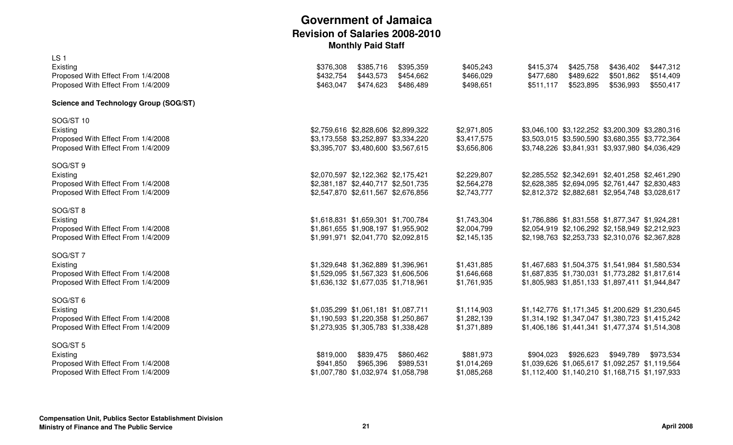# Government of Jamaica
## Revision of Salaries 2008-2010
### Monthly Paid Staff

| | | | | | | | | |
|---|---|---|---|---|---|---|---|---|
| **LS 1** | | | | | | | | |
| Existing | $376,308 | $385,716 | $395,359 | $405,243 | $415,374 | $425,758 | $436,402 | $447,312 |
| Proposed With Effect From 1/4/2008 | $432,754 | $443,573 | $454,662 | $466,029 | $477,680 | $489,622 | $501,862 | $514,409 |
| Proposed With Effect From 1/4/2009 | $463,047 | $474,623 | $486,489 | $498,651 | $511,117 | $523,895 | $536,993 | $550,417 |
| **Science and Technology Group (SOG/ST)** | | | | | | | | |
| **SOG/ST 10** | | | | | | | | |
| Existing | $2,759,616 | $2,828,606 | $2,899,322 | $2,971,805 | $3,046,100 | $3,122,252 | $3,200,309 | $3,280,316 |
| Proposed With Effect From 1/4/2008 | $3,173,558 | $3,252,897 | $3,334,220 | $3,417,575 | $3,503,015 | $3,590,590 | $3,680,355 | $3,772,364 |
| Proposed With Effect From 1/4/2009 | $3,395,707 | $3,480,600 | $3,567,615 | $3,656,806 | $3,748,226 | $3,841,931 | $3,937,980 | $4,036,429 |
| **SOG/ST 9** | | | | | | | | |
| Existing | $2,070,597 | $2,122,362 | $2,175,421 | $2,229,807 | $2,285,552 | $2,342,691 | $2,401,258 | $2,461,290 |
| Proposed With Effect From 1/4/2008 | $2,381,187 | $2,440,717 | $2,501,735 | $2,564,278 | $2,628,385 | $2,694,095 | $2,761,447 | $2,830,483 |
| Proposed With Effect From 1/4/2009 | $2,547,870 | $2,611,567 | $2,676,856 | $2,743,777 | $2,812,372 | $2,882,681 | $2,954,748 | $3,028,617 |
| **SOG/ST 8** | | | | | | | | |
| Existing | $1,618,831 | $1,659,301 | $1,700,784 | $1,743,304 | $1,786,886 | $1,831,558 | $1,877,347 | $1,924,281 |
| Proposed With Effect From 1/4/2008 | $1,861,655 | $1,908,197 | $1,955,902 | $2,004,799 | $2,054,919 | $2,106,292 | $2,158,949 | $2,212,923 |
| Proposed With Effect From 1/4/2009 | $1,991,971 | $2,041,770 | $2,092,815 | $2,145,135 | $2,198,763 | $2,253,733 | $2,310,076 | $2,367,828 |
| **SOG/ST 7** | | | | | | | | |
| Existing | $1,329,648 | $1,362,889 | $1,396,961 | $1,431,885 | $1,467,683 | $1,504,375 | $1,541,984 | $1,580,534 |
| Proposed With Effect From 1/4/2008 | $1,529,095 | $1,567,323 | $1,606,506 | $1,646,668 | $1,687,835 | $1,730,031 | $1,773,282 | $1,817,614 |
| Proposed With Effect From 1/4/2009 | $1,636,132 | $1,677,035 | $1,718,961 | $1,761,935 | $1,805,983 | $1,851,133 | $1,897,411 | $1,944,847 |
| **SOG/ST 6** | | | | | | | | |
| Existing | $1,035,299 | $1,061,181 | $1,087,711 | $1,114,903 | $1,142,776 | $1,171,345 | $1,200,629 | $1,230,645 |
| Proposed With Effect From 1/4/2008 | $1,190,593 | $1,220,358 | $1,250,867 | $1,282,139 | $1,314,192 | $1,347,047 | $1,380,723 | $1,415,242 |
| Proposed With Effect From 1/4/2009 | $1,273,935 | $1,305,783 | $1,338,428 | $1,371,889 | $1,406,186 | $1,441,341 | $1,477,374 | $1,514,308 |
| **SOG/ST 5** | | | | | | | | |
| Existing | $819,000 | $839,475 | $860,462 | $881,973 | $904,023 | $926,623 | $949,789 | $973,534 |
| Proposed With Effect From 1/4/2008 | $941,850 | $965,396 | $989,531 | $1,014,269 | $1,039,626 | $1,065,617 | $1,092,257 | $1,119,564 |
| Proposed With Effect From 1/4/2009 | $1,007,780 | $1,032,974 | $1,058,798 | $1,085,268 | $1,112,400 | $1,140,210 | $1,168,715 | $1,197,933 |

**Compensation Unit, Publics Sector Establishment Division**
**Ministry of Finance and The Public Service**

**April 2008**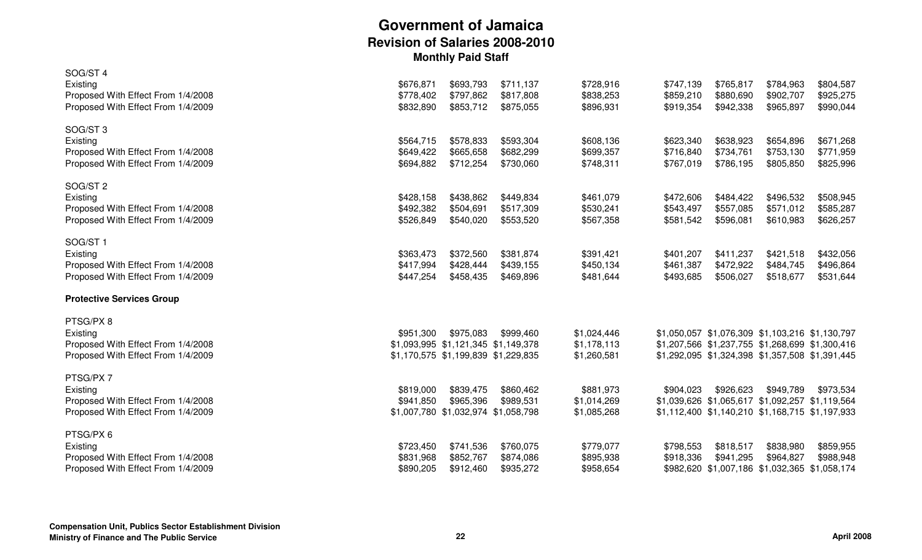# Government of Jamaica

## Revision of Salaries 2008-2010

### Monthly Paid Staff

| | | | | | | | | |
|---|---|---|---|---|---|---|---|---|
| SOG/ST 4 | | | | | | | | |
| Existing | $676,871 | $693,793 | $711,137 | $728,916 | $747,139 | $765,817 | $784,963 | $804,587 |
| Proposed With Effect From 1/4/2008 | $778,402 | $797,862 | $817,808 | $838,253 | $859,210 | $880,690 | $902,707 | $925,275 |
| Proposed With Effect From 1/4/2009 | $832,890 | $853,712 | $875,055 | $896,931 | $919,354 | $942,338 | $965,897 | $990,044 |
| SOG/ST 3 | | | | | | | | |
| Existing | $564,715 | $578,833 | $593,304 | $608,136 | $623,340 | $638,923 | $654,896 | $671,268 |
| Proposed With Effect From 1/4/2008 | $649,422 | $665,658 | $682,299 | $699,357 | $716,840 | $734,761 | $753,130 | $771,959 |
| Proposed With Effect From 1/4/2009 | $694,882 | $712,254 | $730,060 | $748,311 | $767,019 | $786,195 | $805,850 | $825,996 |
| SOG/ST 2 | | | | | | | | |
| Existing | $428,158 | $438,862 | $449,834 | $461,079 | $472,606 | $484,422 | $496,532 | $508,945 |
| Proposed With Effect From 1/4/2008 | $492,382 | $504,691 | $517,309 | $530,241 | $543,497 | $557,085 | $571,012 | $585,287 |
| Proposed With Effect From 1/4/2009 | $526,849 | $540,020 | $553,520 | $567,358 | $581,542 | $596,081 | $610,983 | $626,257 |
| SOG/ST 1 | | | | | | | | |
| Existing | $363,473 | $372,560 | $381,874 | $391,421 | $401,207 | $411,237 | $421,518 | $432,056 |
| Proposed With Effect From 1/4/2008 | $417,994 | $428,444 | $439,155 | $450,134 | $461,387 | $472,922 | $484,745 | $496,864 |
| Proposed With Effect From 1/4/2009 | $447,254 | $458,435 | $469,896 | $481,644 | $493,685 | $506,027 | $518,677 | $531,644 |
| **Protective Services Group** | | | | | | | | |
| PTSG/PX 8 | | | | | | | | |
| Existing | $951,300 | $975,083 | $999,460 | $1,024,446 | $1,050,057 | $1,076,309 | $1,103,216 | $1,130,797 |
| Proposed With Effect From 1/4/2008 | $1,093,995 | $1,121,345 | $1,149,378 | $1,178,113 | $1,207,566 | $1,237,755 | $1,268,699 | $1,300,416 |
| Proposed With Effect From 1/4/2009 | $1,170,575 | $1,199,839 | $1,229,835 | $1,260,581 | $1,292,095 | $1,324,398 | $1,357,508 | $1,391,445 |
| PTSG/PX 7 | | | | | | | | |
| Existing | $819,000 | $839,475 | $860,462 | $881,973 | $904,023 | $926,623 | $949,789 | $973,534 |
| Proposed With Effect From 1/4/2008 | $941,850 | $965,396 | $989,531 | $1,014,269 | $1,039,626 | $1,065,617 | $1,092,257 | $1,119,564 |
| Proposed With Effect From 1/4/2009 | $1,007,780 | $1,032,974 | $1,058,798 | $1,085,268 | $1,112,400 | $1,140,210 | $1,168,715 | $1,197,933 |
| PTSG/PX 6 | | | | | | | | |
| Existing | $723,450 | $741,536 | $760,075 | $779,077 | $798,553 | $818,517 | $838,980 | $859,955 |
| Proposed With Effect From 1/4/2008 | $831,968 | $852,767 | $874,086 | $895,938 | $918,336 | $941,295 | $964,827 | $988,948 |
| Proposed With Effect From 1/4/2009 | $890,205 | $912,460 | $935,272 | $958,654 | $982,620 | $1,007,186 | $1,032,365 | $1,058,174 |

**Compensation Unit, Publics Sector Establishment Division**
**Ministry of Finance and The Public Service**

**April 2008**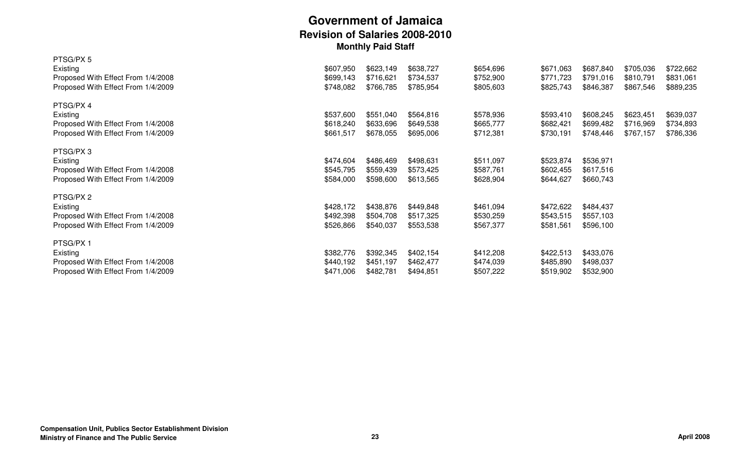# Government of Jamaica

## Revision of Salaries 2008-2010

### Monthly Paid Staff

| | | | | | | | | |
|---|---|---|---|---|---|---|---|---|
| PTSG/PX 5 | | | | | | | | |
| Existing | $607,950 | $623,149 | $638,727 | $654,696 | $671,063 | $687,840 | $705,036 | $722,662 |
| Proposed With Effect From 1/4/2008 | $699,143 | $716,621 | $734,537 | $752,900 | $771,723 | $791,016 | $810,791 | $831,061 |
| Proposed With Effect From 1/4/2009 | $748,082 | $766,785 | $785,954 | $805,603 | $825,743 | $846,387 | $867,546 | $889,235 |
| PTSG/PX 4 | | | | | | | | |
| Existing | $537,600 | $551,040 | $564,816 | $578,936 | $593,410 | $608,245 | $623,451 | $639,037 |
| Proposed With Effect From 1/4/2008 | $618,240 | $633,696 | $649,538 | $665,777 | $682,421 | $699,482 | $716,969 | $734,893 |
| Proposed With Effect From 1/4/2009 | $661,517 | $678,055 | $695,006 | $712,381 | $730,191 | $748,446 | $767,157 | $786,336 |
| PTSG/PX 3 | | | | | | | | |
| Existing | $474,604 | $486,469 | $498,631 | $511,097 | $523,874 | $536,971 | | |
| Proposed With Effect From 1/4/2008 | $545,795 | $559,439 | $573,425 | $587,761 | $602,455 | $617,516 | | |
| Proposed With Effect From 1/4/2009 | $584,000 | $598,600 | $613,565 | $628,904 | $644,627 | $660,743 | | |
| PTSG/PX 2 | | | | | | | | |
| Existing | $428,172 | $438,876 | $449,848 | $461,094 | $472,622 | $484,437 | | |
| Proposed With Effect From 1/4/2008 | $492,398 | $504,708 | $517,325 | $530,259 | $543,515 | $557,103 | | |
| Proposed With Effect From 1/4/2009 | $526,866 | $540,037 | $553,538 | $567,377 | $581,561 | $596,100 | | |
| PTSG/PX 1 | | | | | | | | |
| Existing | $382,776 | $392,345 | $402,154 | $412,208 | $422,513 | $433,076 | | |
| Proposed With Effect From 1/4/2008 | $440,192 | $451,197 | $462,477 | $474,039 | $485,890 | $498,037 | | |
| Proposed With Effect From 1/4/2009 | $471,006 | $482,781 | $494,851 | $507,222 | $519,902 | $532,900 | | |

**Compensation Unit, Publics Sector Establishment Division**
**Ministry of Finance and The Public Service**

**April 2008**